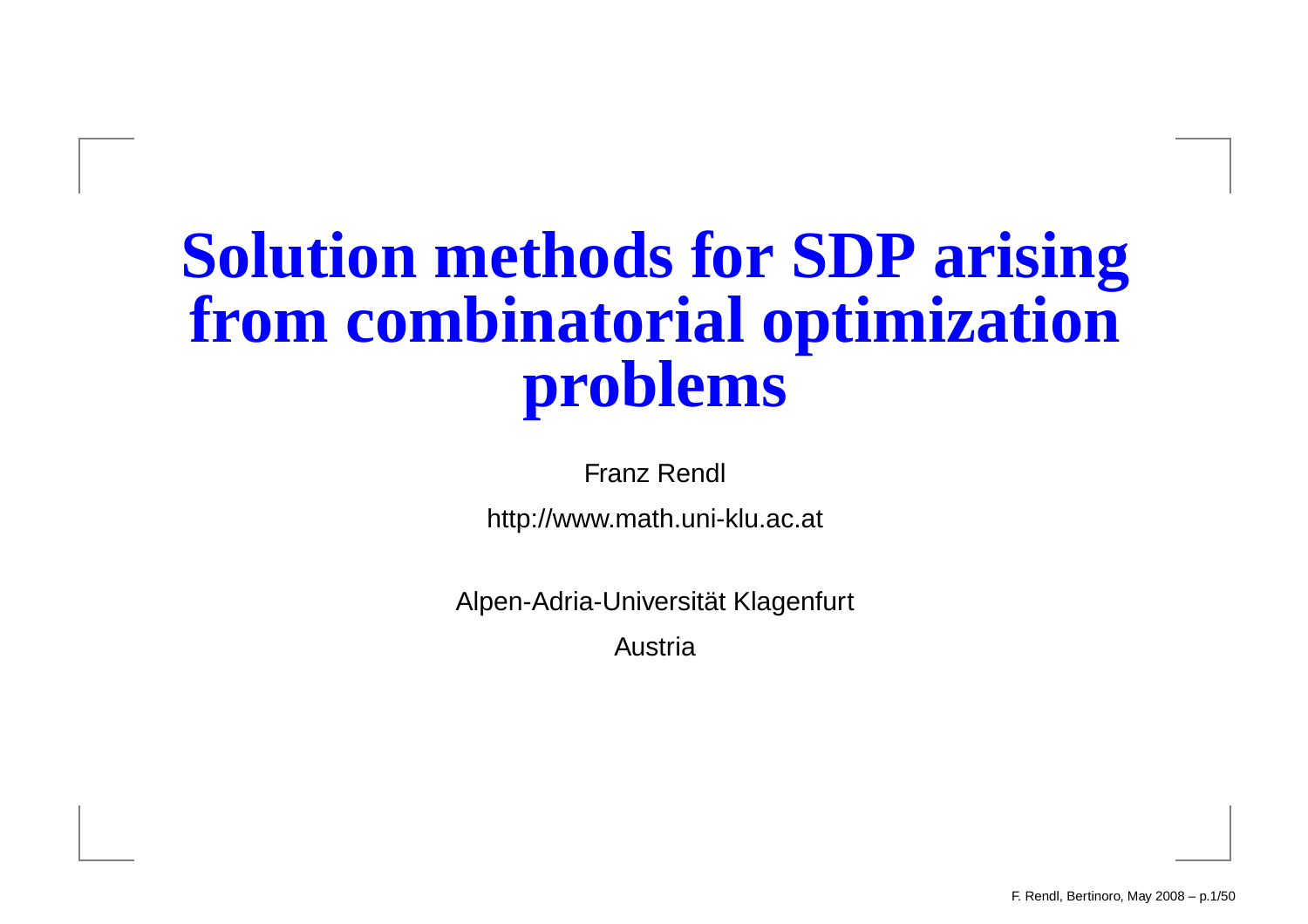# Solution methods for SDP arising from combinatorial optimization problems

Franz Rendl

http://www.math.uni-klu.ac.at

Alpen-Adria-Universität Klagenfurt

Austria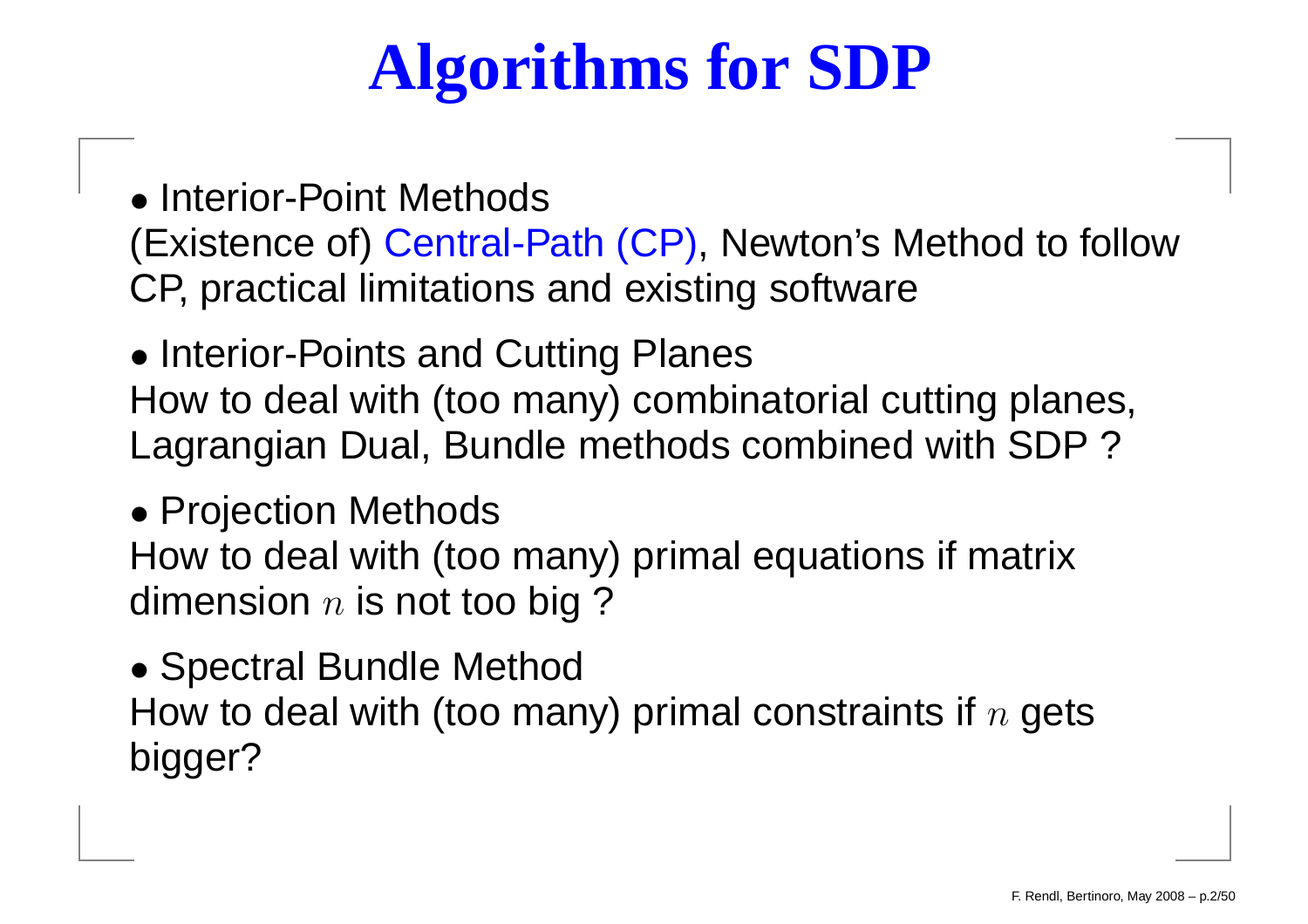# Algorithms for SDP

- Interior-Point Methods
  (Existence of) Central-Path (CP), Newton's Method to follow CP, practical limitations and existing software

- Interior-Points and Cutting Planes
  How to deal with (too many) combinatorial cutting planes, Lagrangian Dual, Bundle methods combined with SDP ?

- Projection Methods
  How to deal with (too many) primal equations if matrix dimension $n$ is not too big ?

- Spectral Bundle Method
  How to deal with (too many) primal constraints if $n$ gets bigger?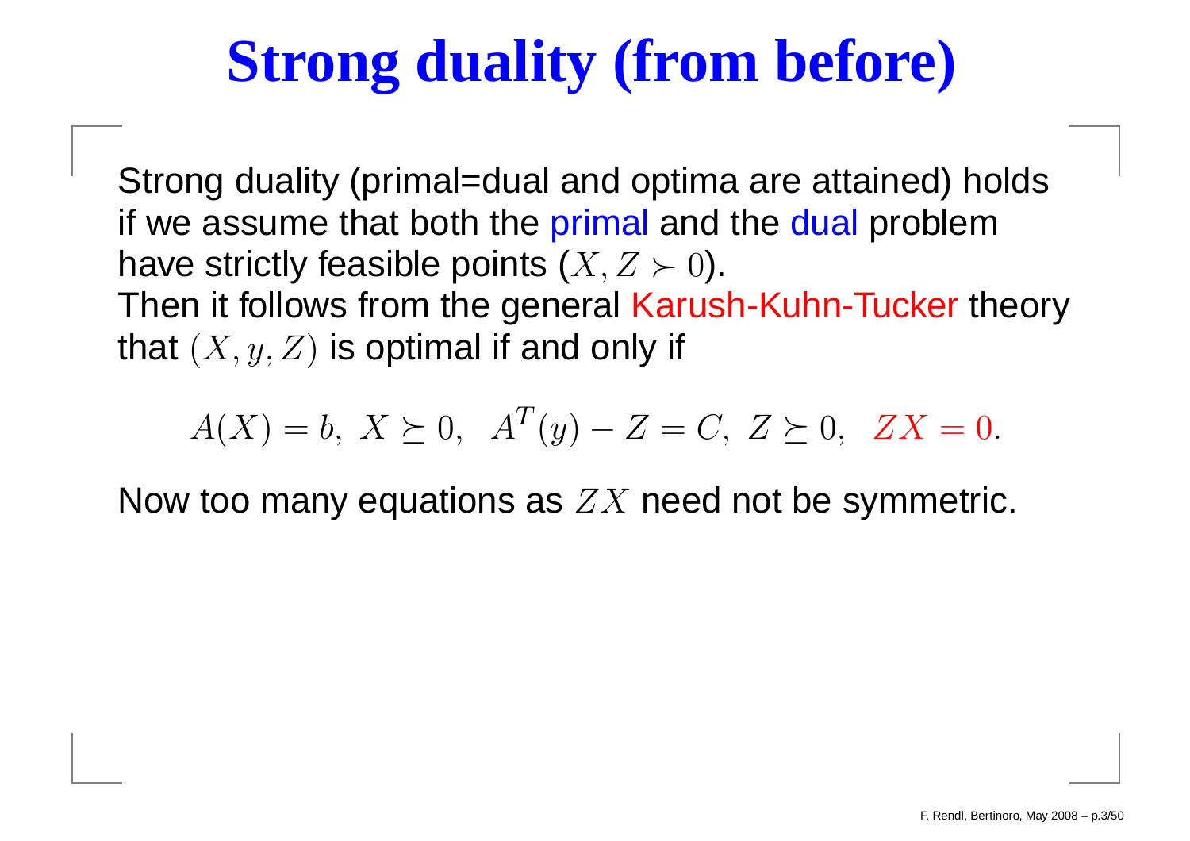# Strong duality (from before)

Strong duality (primal=dual and optima are attained) holds if we assume that both the primal and the dual problem have strictly feasible points ($X, Z \succ 0$).
Then it follows from the general Karush-Kuhn-Tucker theory that $(X, y, Z)$ is optimal if and only if

$$A(X) = b,\ X \succeq 0,\ \ A^T(y) - Z = C,\ Z \succeq 0,\ \ ZX = 0.$$

Now too many equations as $ZX$ need not be symmetric.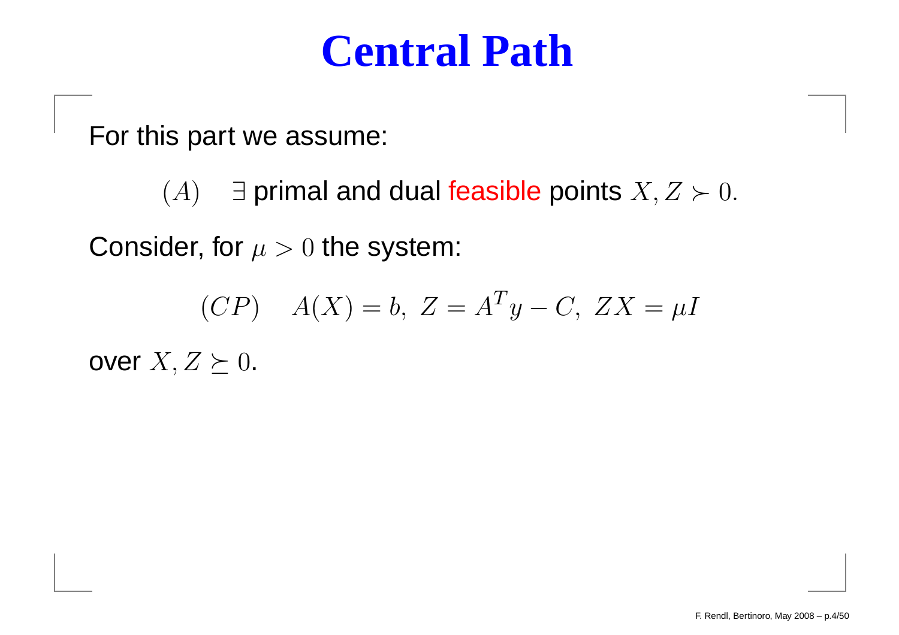# Central Path

For this part we assume:

$$(A) \quad \exists \text{ primal and dual feasible points } X, Z \succ 0.$$

Consider, for $\mu > 0$ the system:

$$(CP) \quad A(X) = b,\ Z = A^T y - C,\ ZX = \mu I$$

over $X, Z \succeq 0$.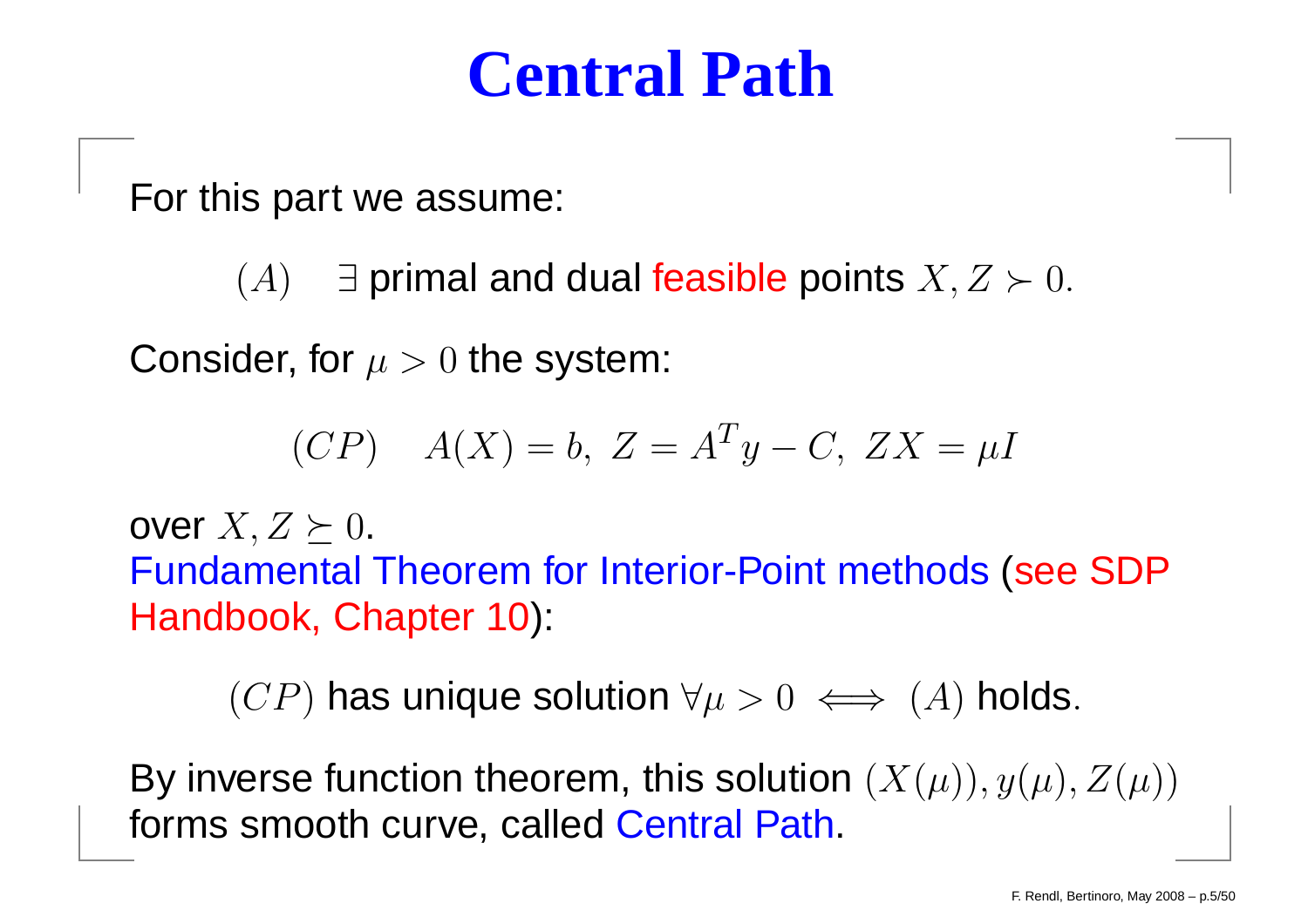# Central Path

For this part we assume:

$$(A) \quad \exists \text{ primal and dual feasible points } X, Z \succ 0.$$

Consider, for $\mu > 0$ the system:

$$(CP) \quad A(X) = b,\ Z = A^T y - C,\ ZX = \mu I$$

over $X, Z \succeq 0$.
Fundamental Theorem for Interior-Point methods (see SDP Handbook, Chapter 10):

$$(CP) \text{ has unique solution } \forall \mu > 0 \iff (A) \text{ holds.}$$

By inverse function theorem, this solution $(X(\mu)), y(\mu), Z(\mu))$ forms smooth curve, called Central Path.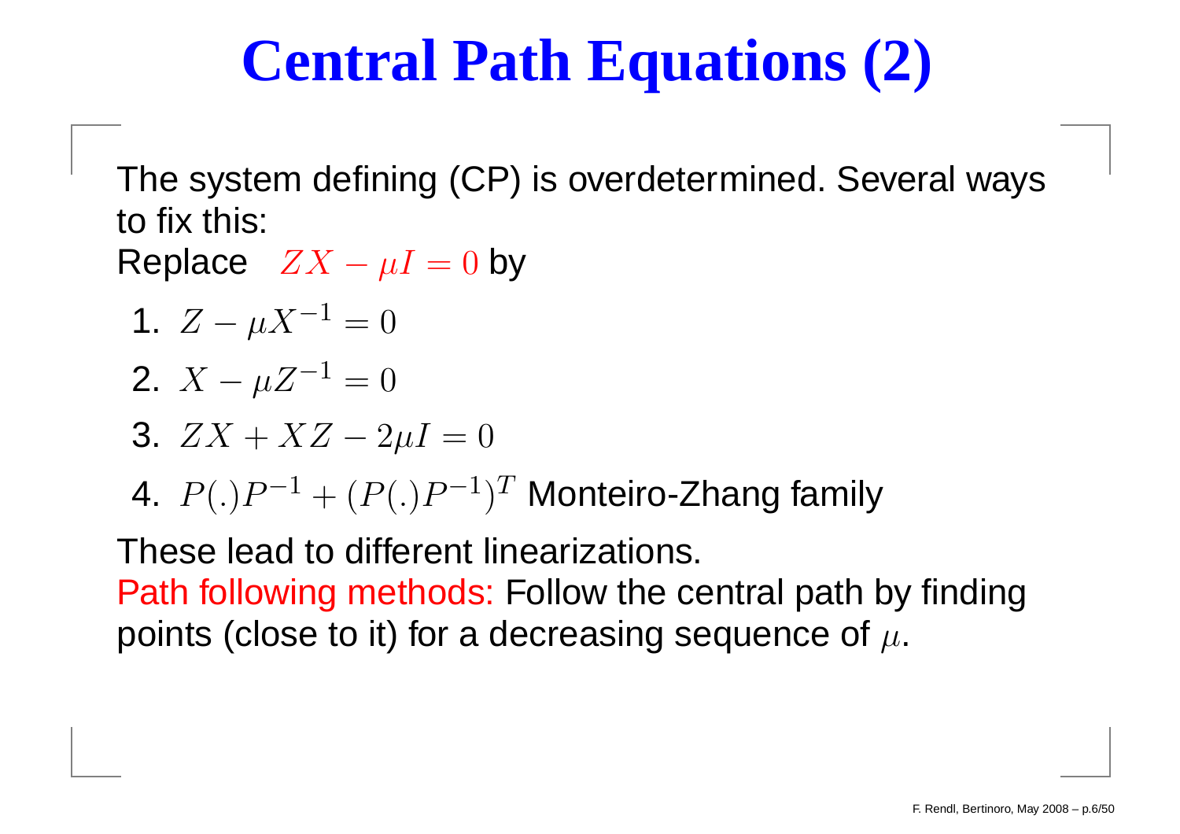# Central Path Equations (2)

The system defining (CP) is overdetermined. Several ways to fix this:
Replace $ZX - \mu I = 0$ by

1. $Z - \mu X^{-1} = 0$
2. $X - \mu Z^{-1} = 0$
3. $ZX + XZ - 2\mu I = 0$
4. $P(.)P^{-1} + (P(.)P^{-1})^T$ Monteiro-Zhang family

These lead to different linearizations.
Path following methods: Follow the central path by finding points (close to it) for a decreasing sequence of $\mu$.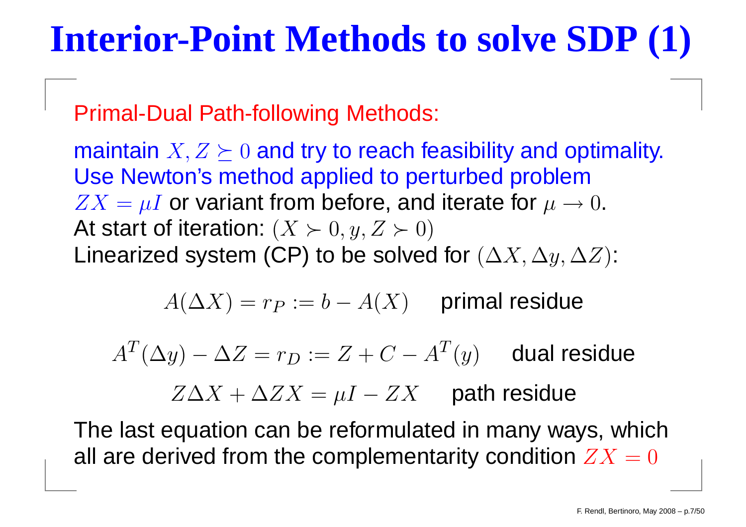# Interior-Point Methods to solve SDP (1)

Primal-Dual Path-following Methods:

maintain $X, Z \succeq 0$ and try to reach feasibility and optimality. Use Newton's method applied to perturbed problem $ZX = \mu I$ or variant from before, and iterate for $\mu \rightarrow 0$.
At start of iteration: $(X \succ 0, y, Z \succ 0)$
Linearized system (CP) to be solved for $(\Delta X, \Delta y, \Delta Z)$:

$$A(\Delta X) = r_P := b - A(X) \quad \text{primal residue}$$

$$A^T(\Delta y) - \Delta Z = r_D := Z + C - A^T(y) \quad \text{dual residue}$$

$$Z\Delta X + \Delta Z X = \mu I - ZX \quad \text{path residue}$$

The last equation can be reformulated in many ways, which all are derived from the complementarity condition $ZX = 0$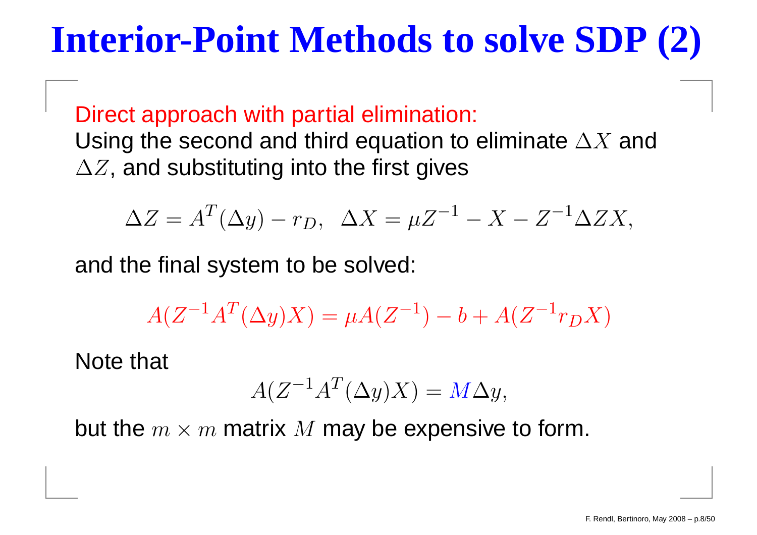# Interior-Point Methods to solve SDP (2)

Direct approach with partial elimination:
Using the second and third equation to eliminate $\Delta X$ and $\Delta Z$, and substituting into the first gives

$$\Delta Z = A^T(\Delta y) - r_D, \;\; \Delta X = \mu Z^{-1} - X - Z^{-1}\Delta Z X,$$

and the final system to be solved:

$$A(Z^{-1}A^T(\Delta y)X) = \mu A(Z^{-1}) - b + A(Z^{-1}r_D X)$$

Note that

$$A(Z^{-1}A^T(\Delta y)X) = M\Delta y,$$

but the $m \times m$ matrix $M$ may be expensive to form.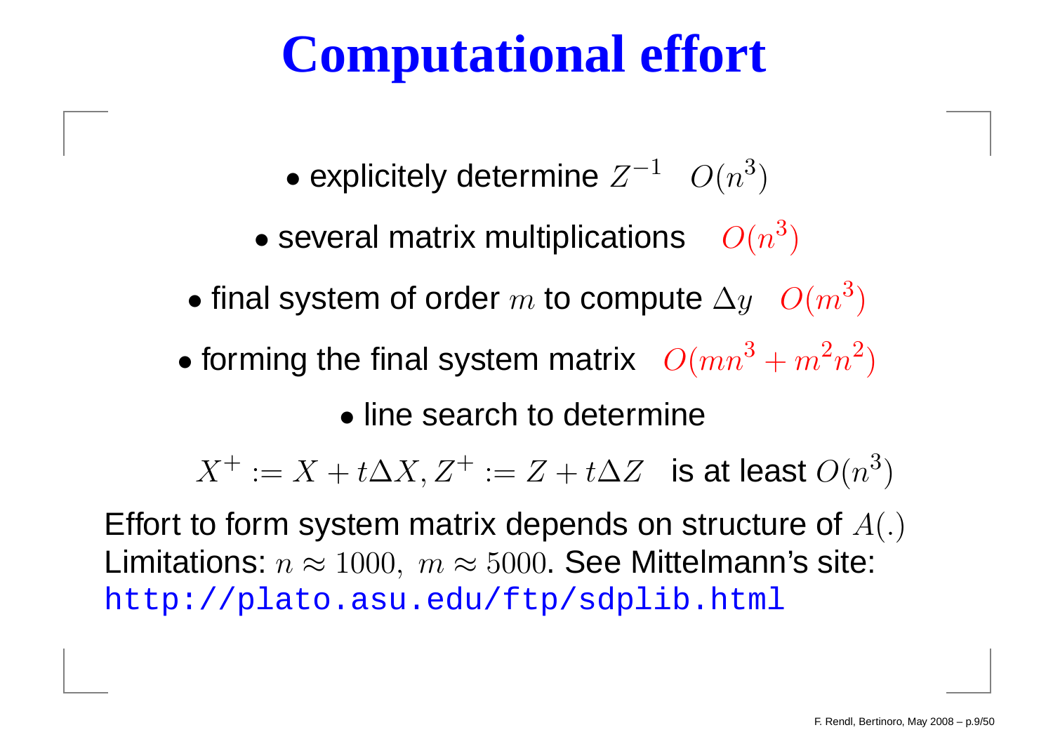# Computational effort

- explicitely determine $Z^{-1}$ $\quad O(n^3)$
- several matrix multiplications $\quad O(n^3)$
- final system of order $m$ to compute $\Delta y$ $\quad O(m^3)$
- forming the final system matrix $\quad O(mn^3 + m^2n^2)$
- line search to determine

$X^+ := X + t\Delta X, Z^+ := Z + t\Delta Z$ is at least $O(n^3)$

Effort to form system matrix depends on structure of $A(.)$
Limitations: $n \approx 1000,\ m \approx 5000$. See Mittelmann's site:
http://plato.asu.edu/ftp/sdplib.html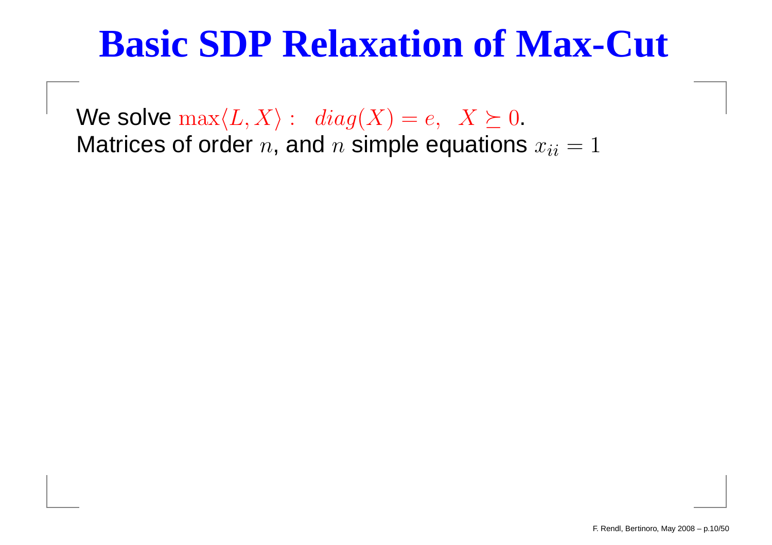# Basic SDP Relaxation of Max-Cut

We solve $\max\langle L, X\rangle : \ \ diag(X) = e, \ \ X \succeq 0$.
Matrices of order $n$, and $n$ simple equations $x_{ii} = 1$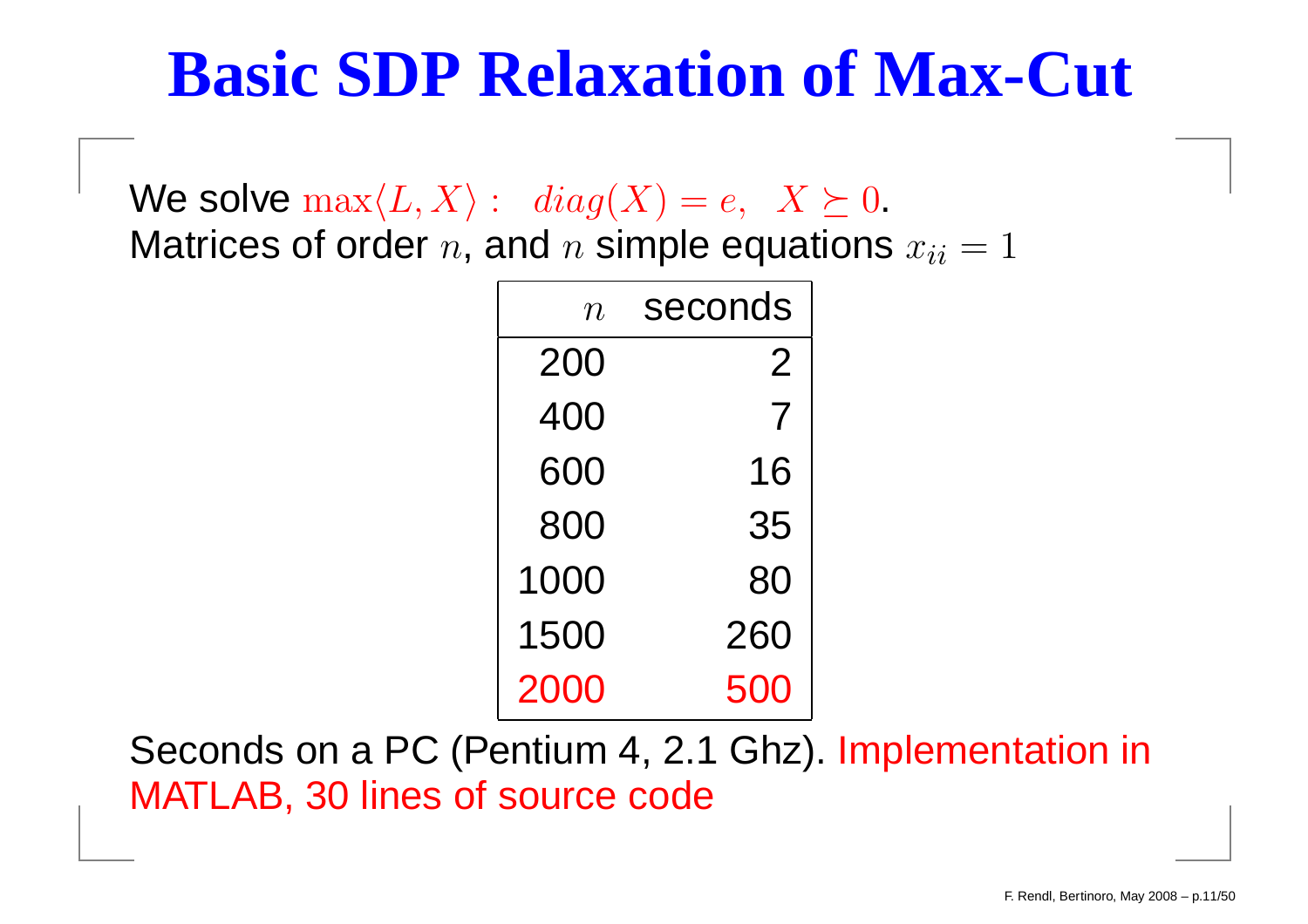# Basic SDP Relaxation of Max-Cut

We solve $\max\langle L, X\rangle : \ \ diag(X) = e, \ \ X \succeq 0$.
Matrices of order $n$, and $n$ simple equations $x_{ii} = 1$

| $n$ | seconds |
|---|---|
| 200 | 2 |
| 400 | 7 |
| 600 | 16 |
| 800 | 35 |
| 1000 | 80 |
| 1500 | 260 |
| 2000 | 500 |

Seconds on a PC (Pentium 4, 2.1 Ghz). Implementation in MATLAB, 30 lines of source code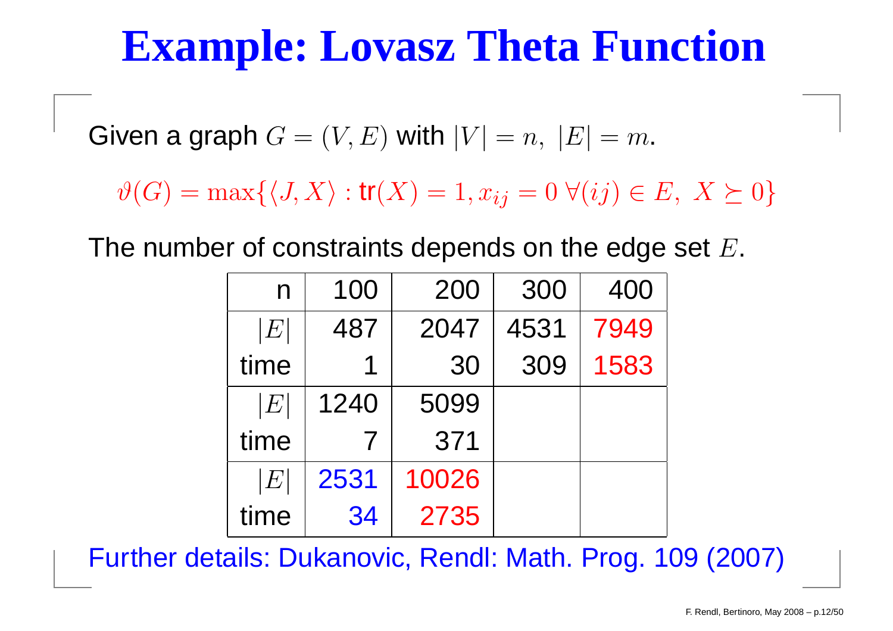# Example: Lovasz Theta Function

Given a graph $G = (V, E)$ with $|V| = n, \ |E| = m$.

$$\vartheta(G) = \max\{\langle J, X\rangle : \mathrm{tr}(X) = 1, x_{ij} = 0 \ \forall (ij) \in E, \ X \succeq 0\}$$

The number of constraints depends on the edge set $E$.

| n | 100 | 200 | 300 | 400 |
|---|---|---|---|---|
| $\lvert E\rvert$ | 487 | 2047 | 4531 | 7949 |
| time | 1 | 30 | 309 | 1583 |
| $\lvert E\rvert$ | 1240 | 5099 | | |
| time | 7 | 371 | | |
| $\lvert E\rvert$ | 2531 | 10026 | | |
| time | 34 | 2735 | | |

Further details: Dukanovic, Rendl: Math. Prog. 109 (2007)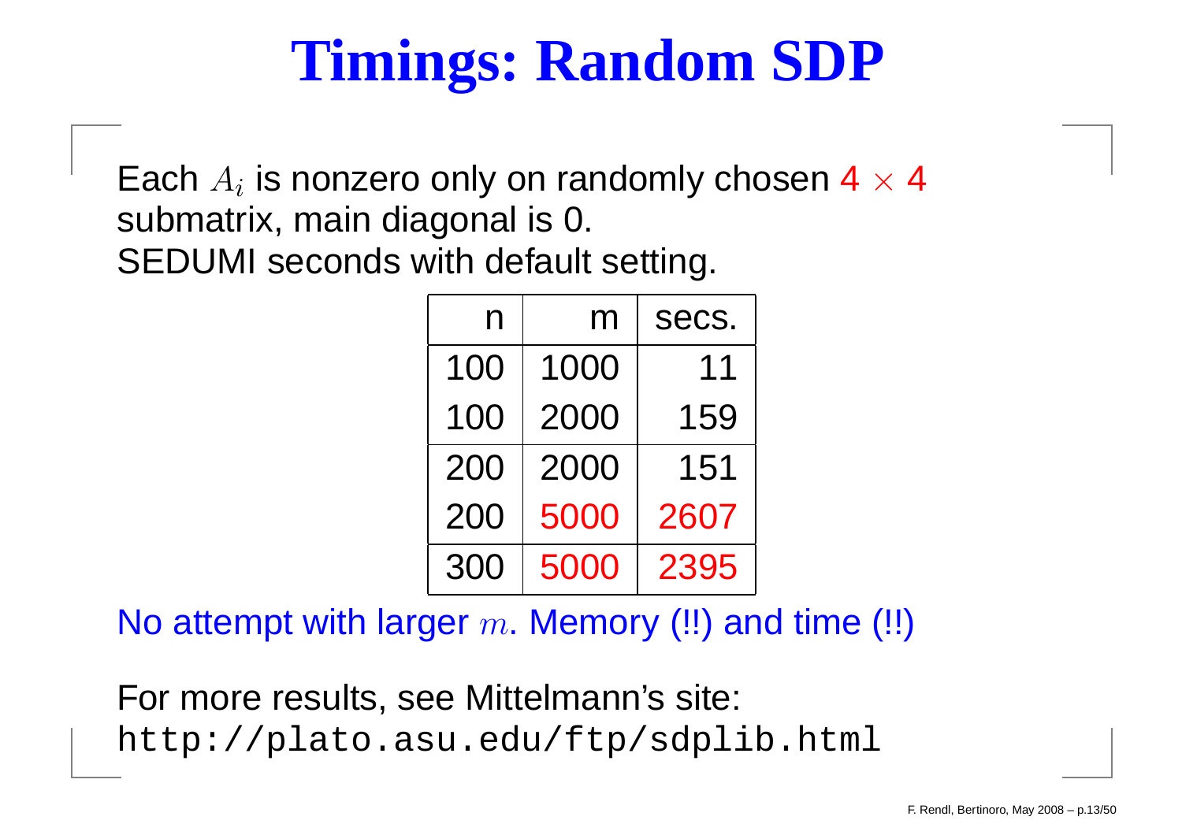# Timings: Random SDP

Each $A_i$ is nonzero only on randomly chosen $4 \times 4$ submatrix, main diagonal is 0.
SEDUMI seconds with default setting.

| n | m | secs. |
|---|---|---|
| 100 | 1000 | 11 |
| 100 | 2000 | 159 |
| 200 | 2000 | 151 |
| 200 | 5000 | 2607 |
| 300 | 5000 | 2395 |

No attempt with larger $m$. Memory (!!) and time (!!)

For more results, see Mittelmann's site:
`http://plato.asu.edu/ftp/sdplib.html`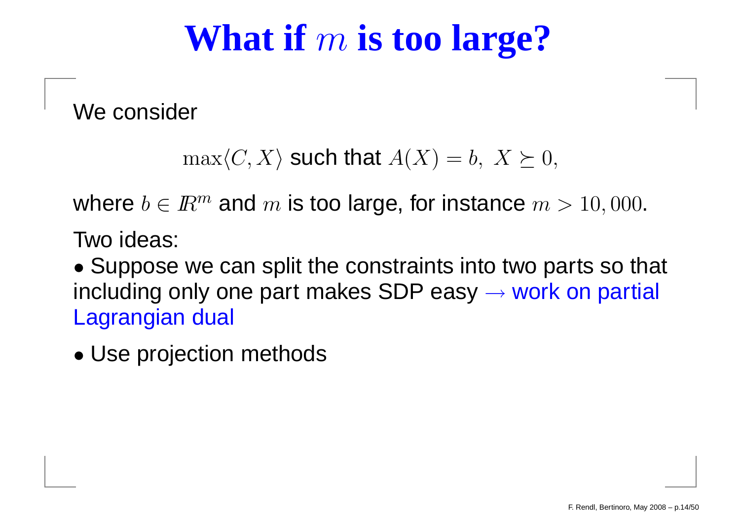# What if $m$ is too large?

We consider

$$\max\langle C, X\rangle \text{ such that } A(X) = b,\ X \succeq 0,$$

where $b \in \mathbb{R}^m$ and $m$ is too large, for instance $m > 10,000$.

Two ideas:

- Suppose we can split the constraints into two parts so that including only one part makes SDP easy $\rightarrow$ work on partial Lagrangian dual
- Use projection methods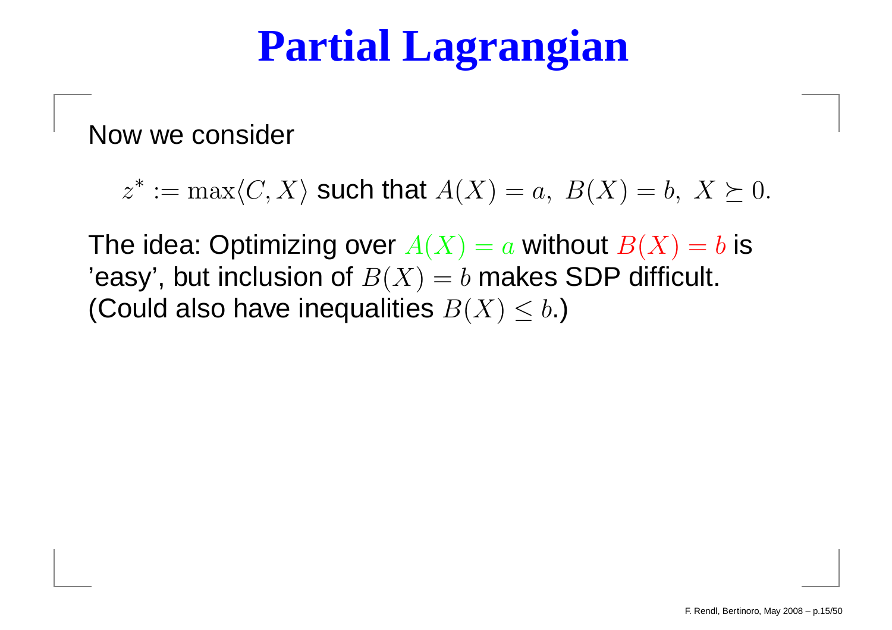# Partial Lagrangian

Now we consider

$$z^* := \max\langle C, X\rangle \text{ such that } A(X) = a,\ B(X) = b,\ X \succeq 0.$$

The idea: Optimizing over $A(X) = a$ without $B(X) = b$ is 'easy', but inclusion of $B(X) = b$ makes SDP difficult. (Could also have inequalities $B(X) \leq b$.)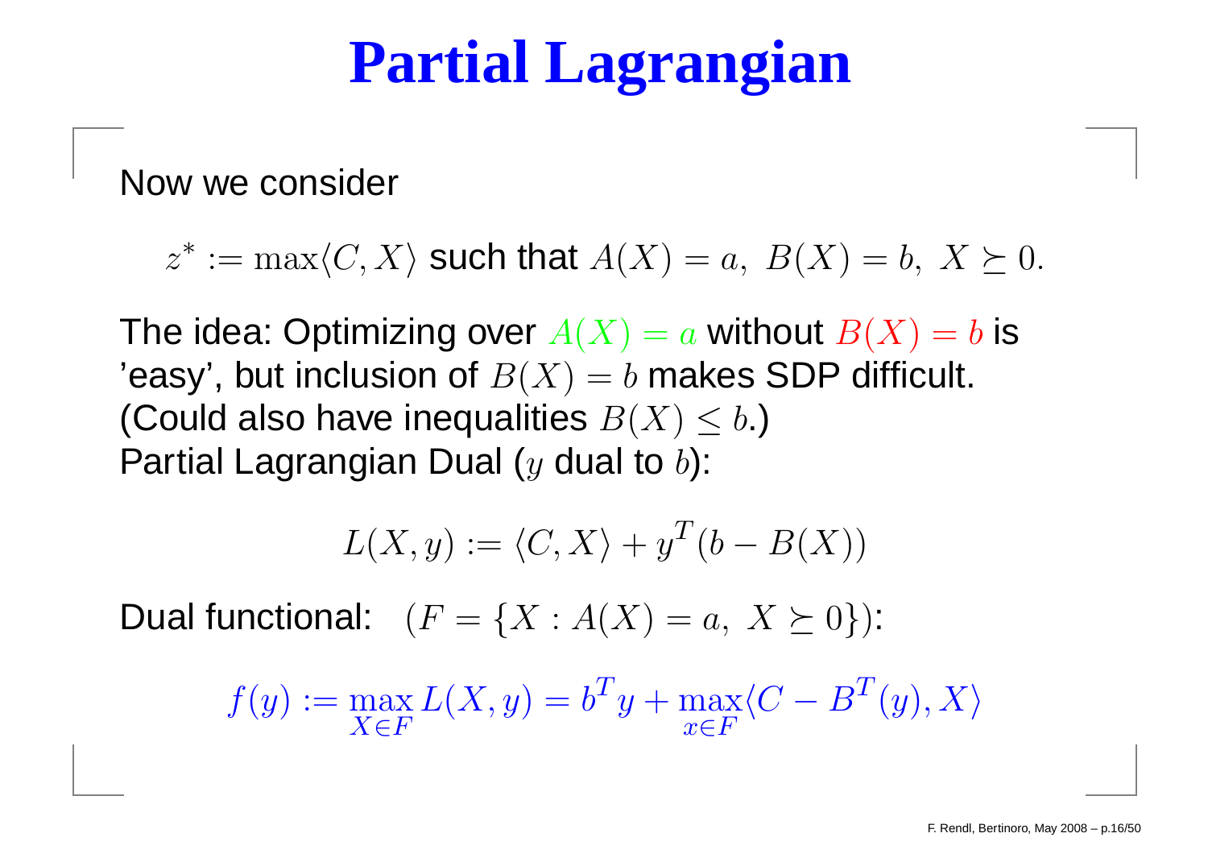# Partial Lagrangian

Now we consider

$$z^* := \max\langle C, X\rangle \text{ such that } A(X) = a,\ B(X) = b,\ X \succeq 0.$$

The idea: Optimizing over $A(X) = a$ without $B(X) = b$ is 'easy', but inclusion of $B(X) = b$ makes SDP difficult. (Could also have inequalities $B(X) \leq b$.)
Partial Lagrangian Dual ($y$ dual to $b$):

$$L(X, y) := \langle C, X\rangle + y^T(b - B(X))$$

Dual functional: $(F = \{X : A(X) = a,\ X \succeq 0\})$:

$$f(y) := \max_{X \in F} L(X, y) = b^T y + \max_{x \in F}\langle C - B^T(y), X\rangle$$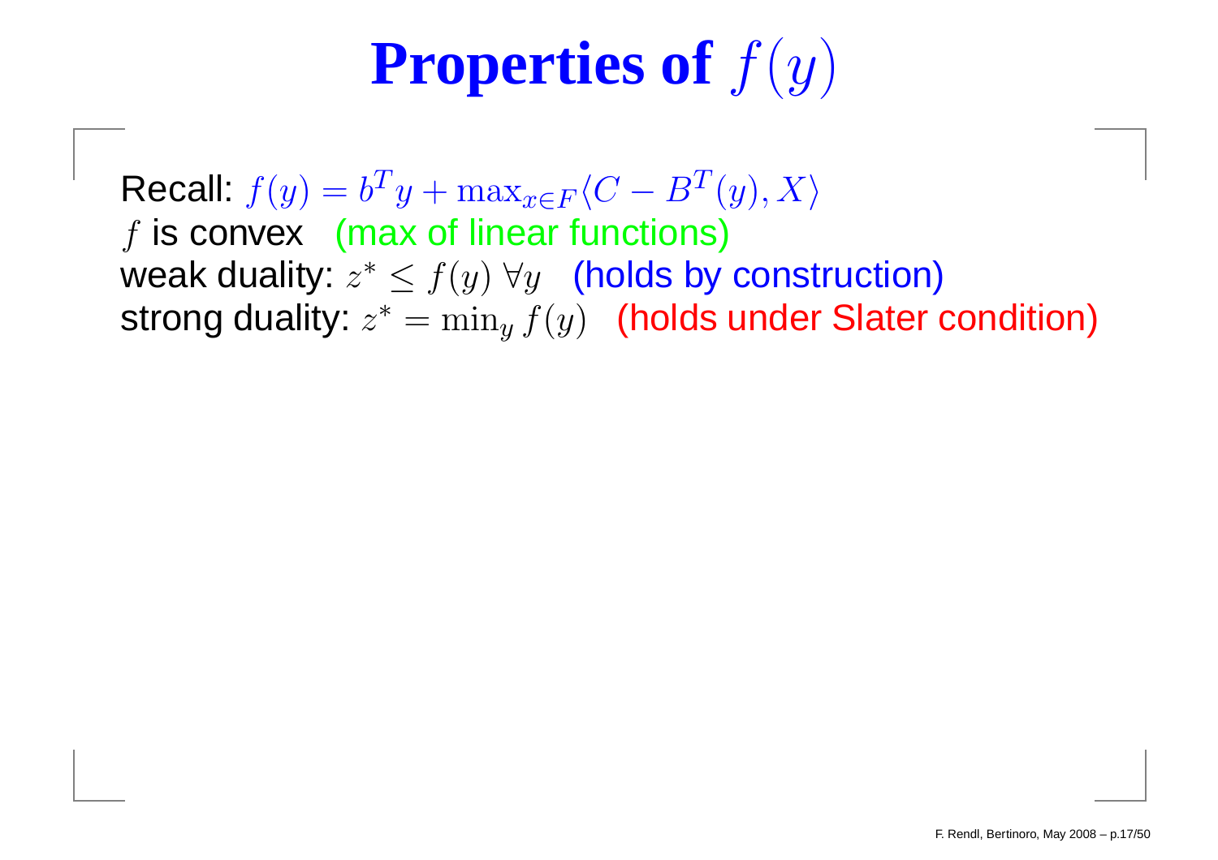# Properties of $f(y)$

Recall: $f(y) = b^T y + \max_{x \in F} \langle C - B^T(y), X \rangle$
$f$ is convex (max of linear functions)
weak duality: $z^* \leq f(y) \; \forall y$ (holds by construction)
strong duality: $z^* = \min_y f(y)$ (holds under Slater condition)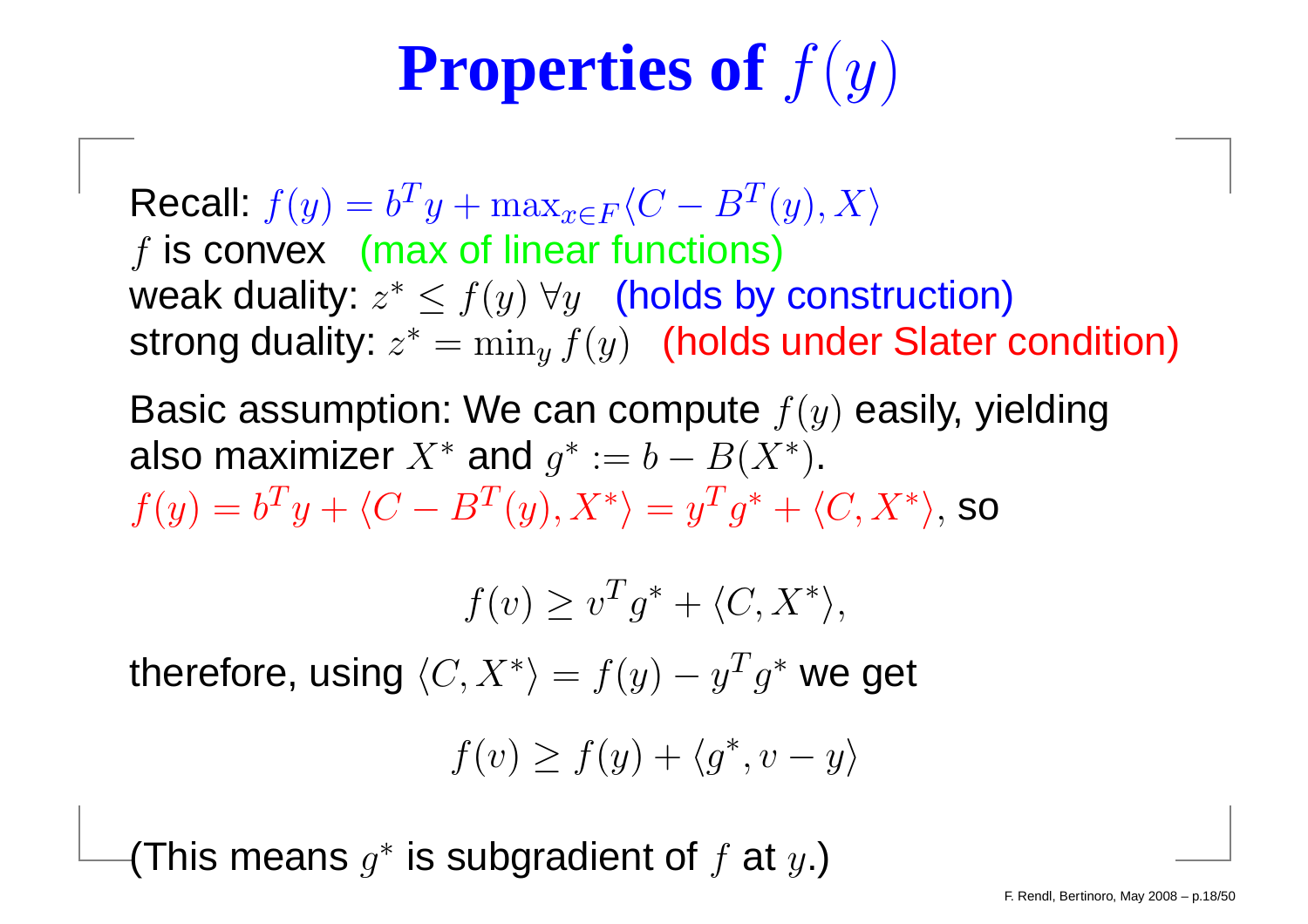# Properties of $f(y)$

Recall: $f(y) = b^T y + \max_{x \in F} \langle C - B^T(y), X \rangle$
$f$ is convex (max of linear functions)
weak duality: $z^* \leq f(y) \; \forall y$ (holds by construction)
strong duality: $z^* = \min_y f(y)$ (holds under Slater condition)

Basic assumption: We can compute $f(y)$ easily, yielding also maximizer $X^*$ and $g^* := b - B(X^*)$.
$f(y) = b^T y + \langle C - B^T(y), X^* \rangle = y^T g^* + \langle C, X^* \rangle$, so

$$f(v) \geq v^T g^* + \langle C, X^* \rangle,$$

therefore, using $\langle C, X^* \rangle = f(y) - y^T g^*$ we get

$$f(v) \geq f(y) + \langle g^*, v - y \rangle$$

(This means $g^*$ is subgradient of $f$ at $y$.)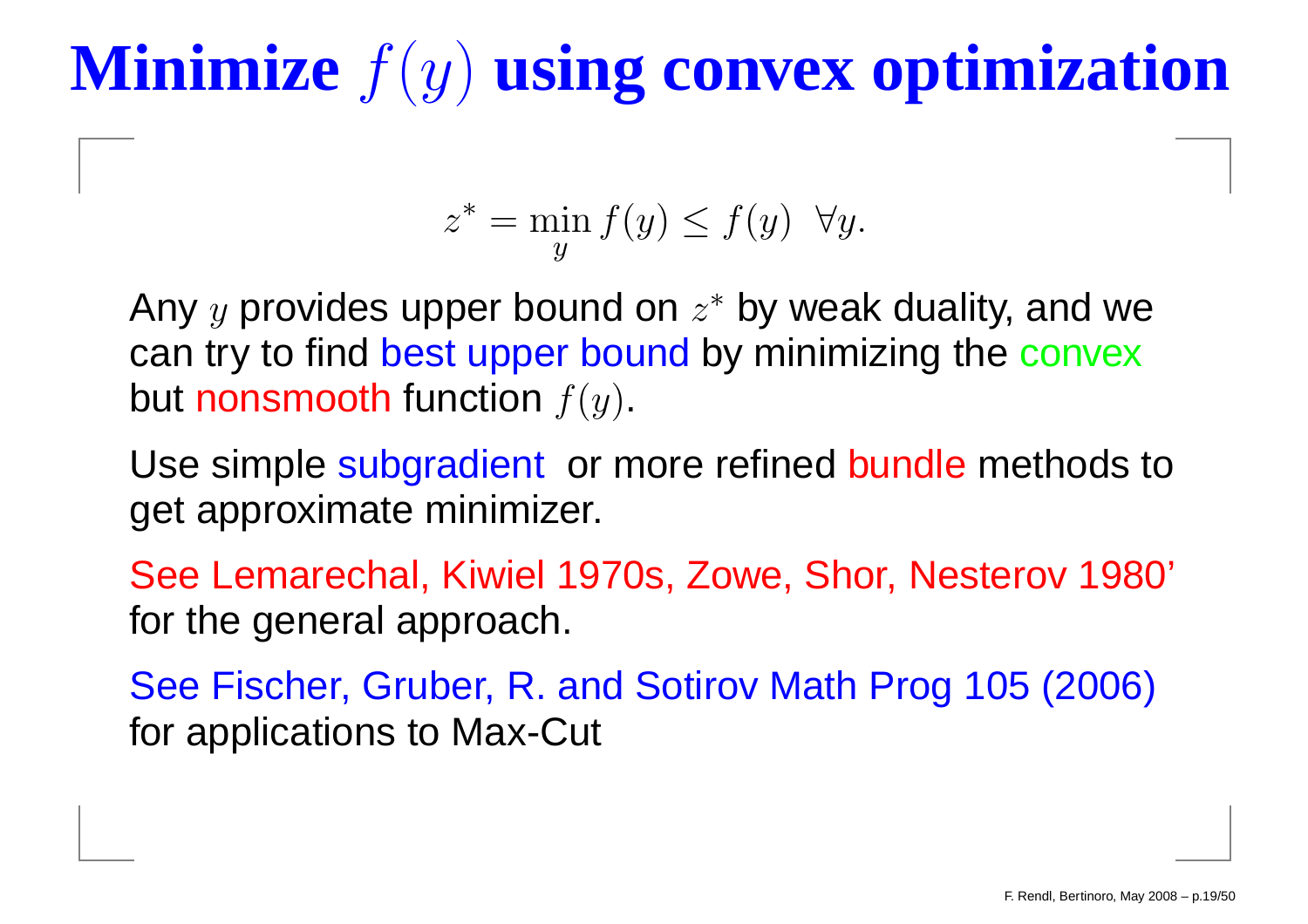# Minimize $f(y)$ using convex optimization

$$z^* = \min_y f(y) \leq f(y) \;\; \forall y.$$

Any $y$ provides upper bound on $z^*$ by weak duality, and we can try to find best upper bound by minimizing the convex but nonsmooth function $f(y)$.

Use simple subgradient or more refined bundle methods to get approximate minimizer.

See Lemarechal, Kiwiel 1970s, Zowe, Shor, Nesterov 1980' for the general approach.

See Fischer, Gruber, R. and Sotirov Math Prog 105 (2006) for applications to Max-Cut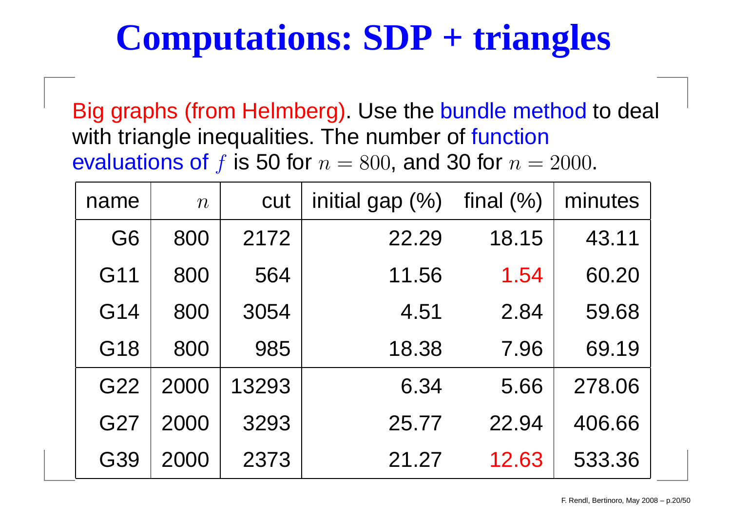# Computations: SDP + triangles

Big graphs (from Helmberg). Use the bundle method to deal with triangle inequalities. The number of function evaluations of $f$ is 50 for $n = 800$, and 30 for $n = 2000$.

| name | $n$ | cut | initial gap (%) | final (%) | minutes |
|---|---|---|---|---|---|
| G6 | 800 | 2172 | 22.29 | 18.15 | 43.11 |
| G11 | 800 | 564 | 11.56 | 1.54 | 60.20 |
| G14 | 800 | 3054 | 4.51 | 2.84 | 59.68 |
| G18 | 800 | 985 | 18.38 | 7.96 | 69.19 |
| G22 | 2000 | 13293 | 6.34 | 5.66 | 278.06 |
| G27 | 2000 | 3293 | 25.77 | 22.94 | 406.66 |
| G39 | 2000 | 2373 | 21.27 | 12.63 | 533.36 |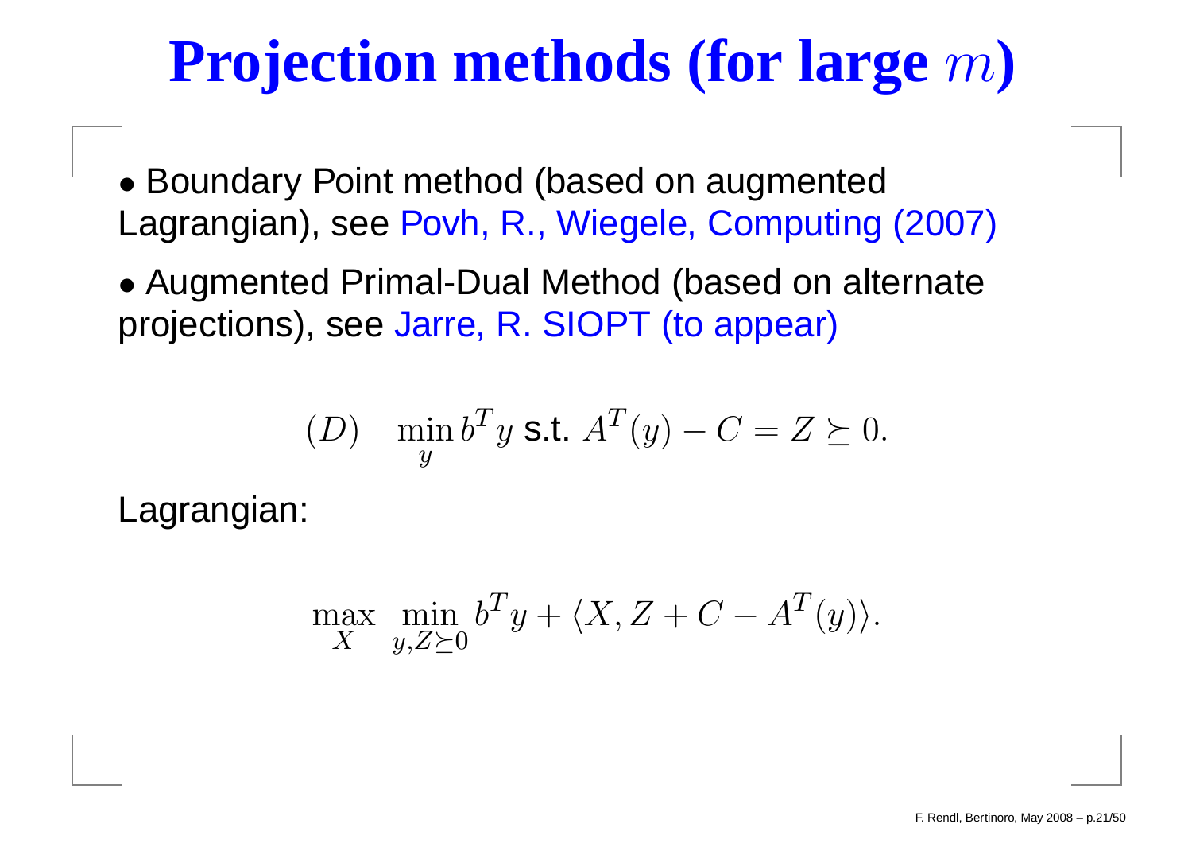# Projection methods (for large $m$)

- Boundary Point method (based on augmented Lagrangian), see Povh, R., Wiegele, Computing (2007)
- Augmented Primal-Dual Method (based on alternate projections), see Jarre, R. SIOPT (to appear)

$$(D) \quad \min_{y} b^T y \text{ s.t. } A^T(y) - C = Z \succeq 0.$$

Lagrangian:

$$\max_{X} \min_{y, Z \succeq 0} b^T y + \langle X, Z + C - A^T(y) \rangle.$$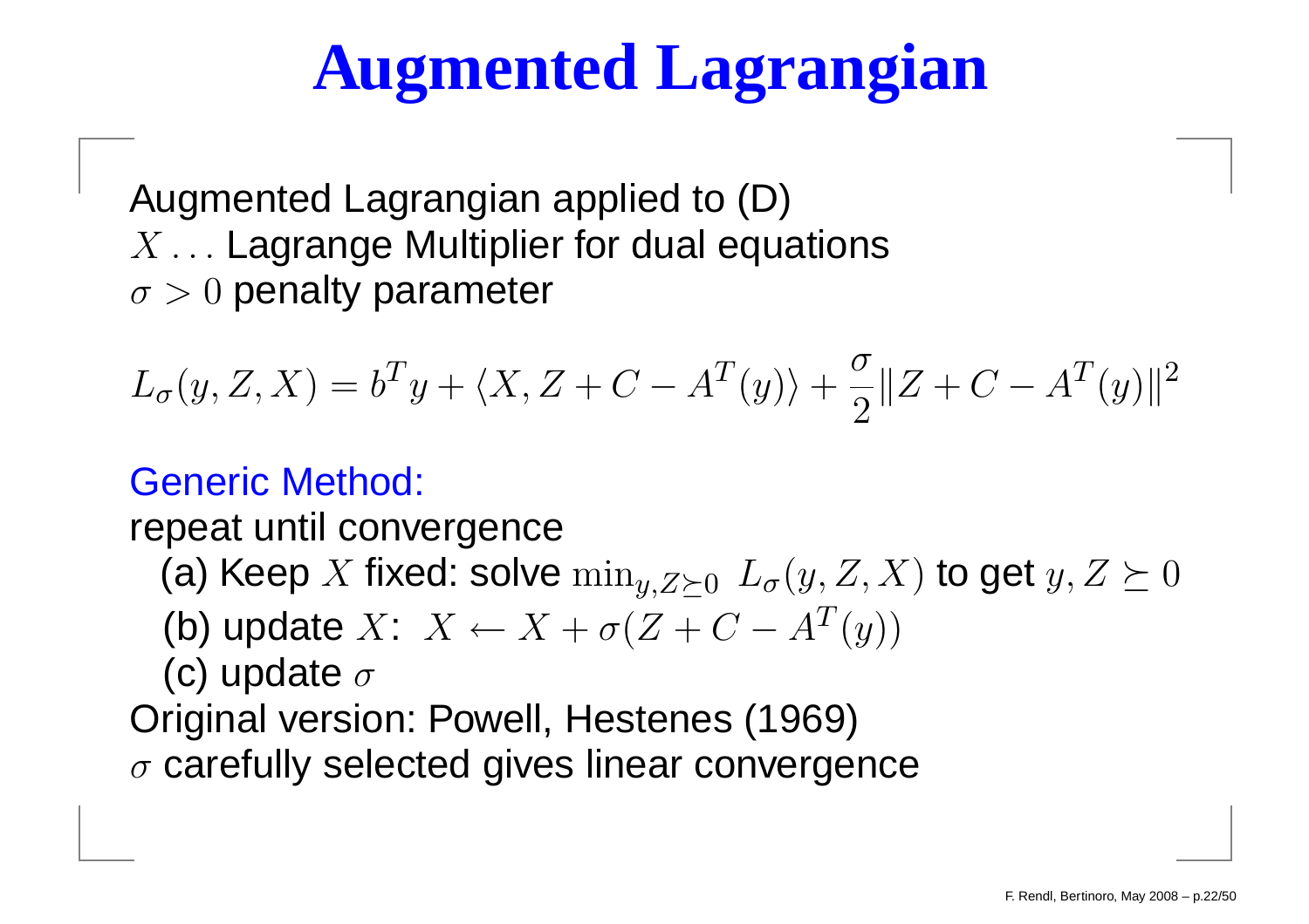# Augmented Lagrangian

Augmented Lagrangian applied to (D)
$X \ldots$ Lagrange Multiplier for dual equations
$\sigma > 0$ penalty parameter

$$L_\sigma(y, Z, X) = b^T y + \langle X, Z + C - A^T(y) \rangle + \frac{\sigma}{2} \| Z + C - A^T(y) \|^2$$

Generic Method:

repeat until convergence

(a) Keep $X$ fixed: solve $\min_{y, Z \succeq 0} \; L_\sigma(y, Z, X)$ to get $y, Z \succeq 0$

(b) update $X$: $\; X \leftarrow X + \sigma(Z + C - A^T(y))$

(c) update $\sigma$

Original version: Powell, Hestenes (1969)

$\sigma$ carefully selected gives linear convergence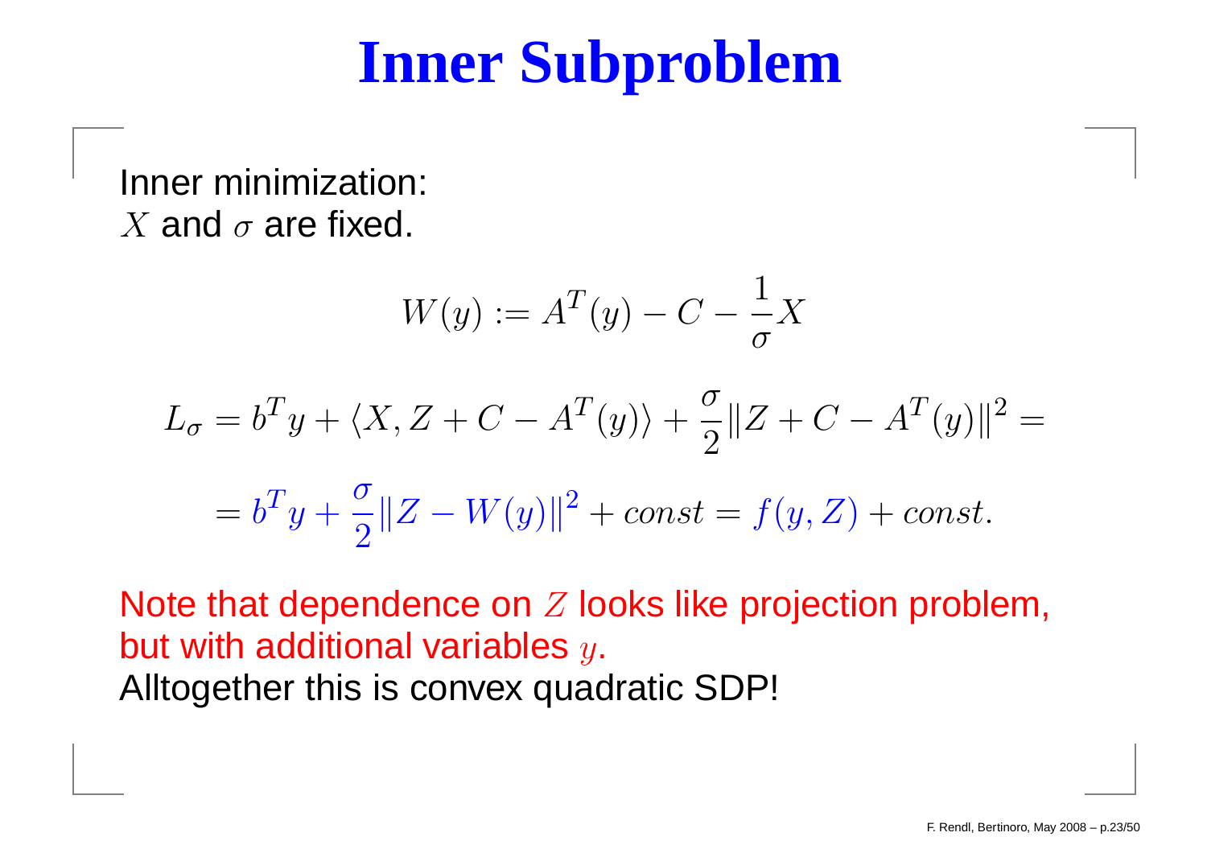# Inner Subproblem

Inner minimization:
$X$ and $\sigma$ are fixed.

$$W(y) := A^T(y) - C - \frac{1}{\sigma}X$$

$$L_\sigma = b^T y + \langle X, Z + C - A^T(y) \rangle + \frac{\sigma}{2} \|Z + C - A^T(y)\|^2 =$$

$$= b^T y + \frac{\sigma}{2} \|Z - W(y)\|^2 + const = f(y, Z) + const.$$

Note that dependence on $Z$ looks like projection problem, but with additional variables $y$.
Alltogether this is convex quadratic SDP!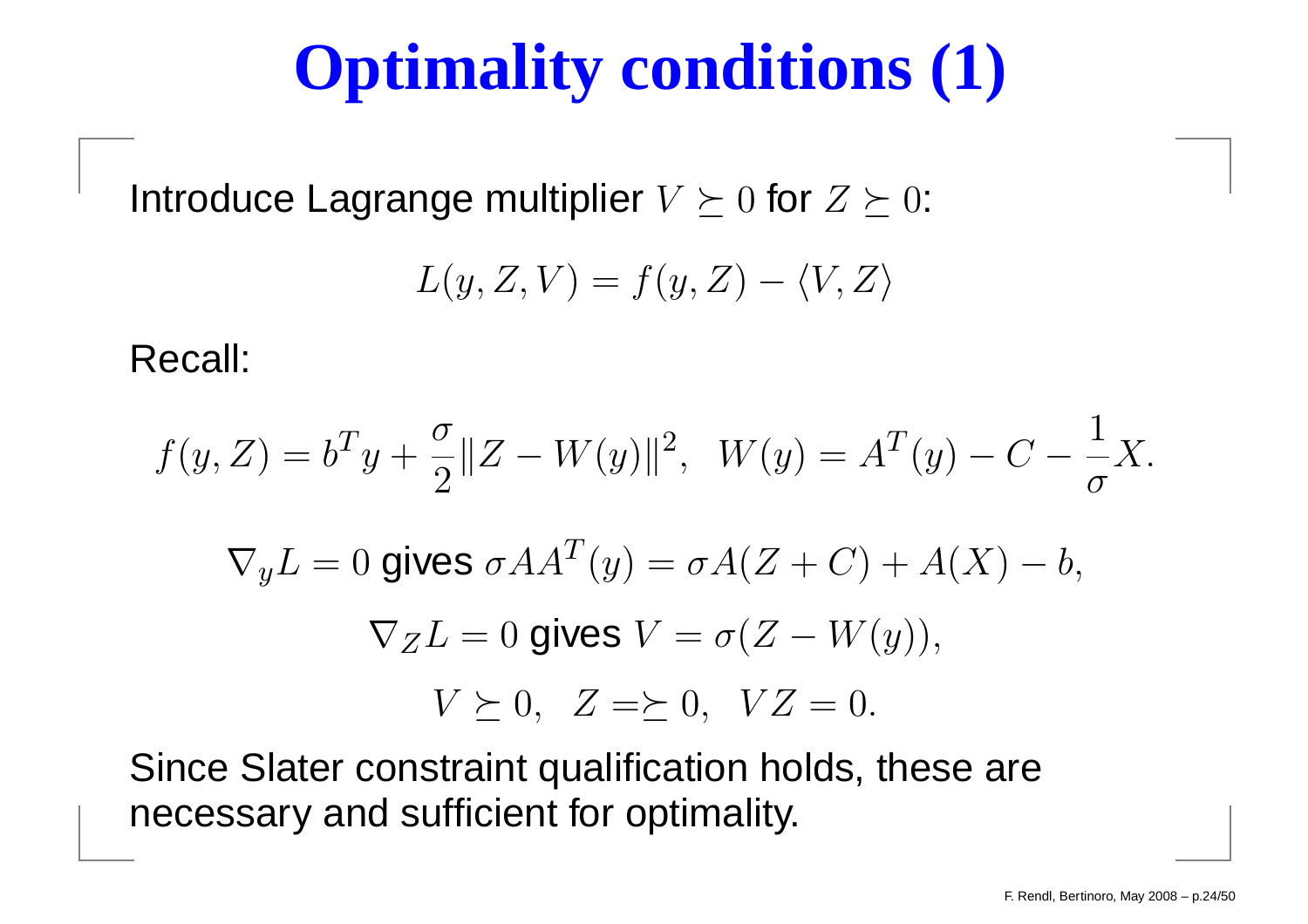# Optimality conditions (1)

Introduce Lagrange multiplier $V \succeq 0$ for $Z \succeq 0$:

$$L(y, Z, V) = f(y, Z) - \langle V, Z \rangle$$

Recall:

$$f(y, Z) = b^T y + \frac{\sigma}{2}\|Z - W(y)\|^2, \;\; W(y) = A^T(y) - C - \frac{1}{\sigma}X.$$

$$\nabla_y L = 0 \text{ gives } \sigma A A^T(y) = \sigma A(Z + C) + A(X) - b,$$

$$\nabla_Z L = 0 \text{ gives } V = \sigma(Z - W(y)),$$

$$V \succeq 0, \;\; Z = \succeq 0, \;\; VZ = 0.$$

Since Slater constraint qualification holds, these are necessary and sufficient for optimality.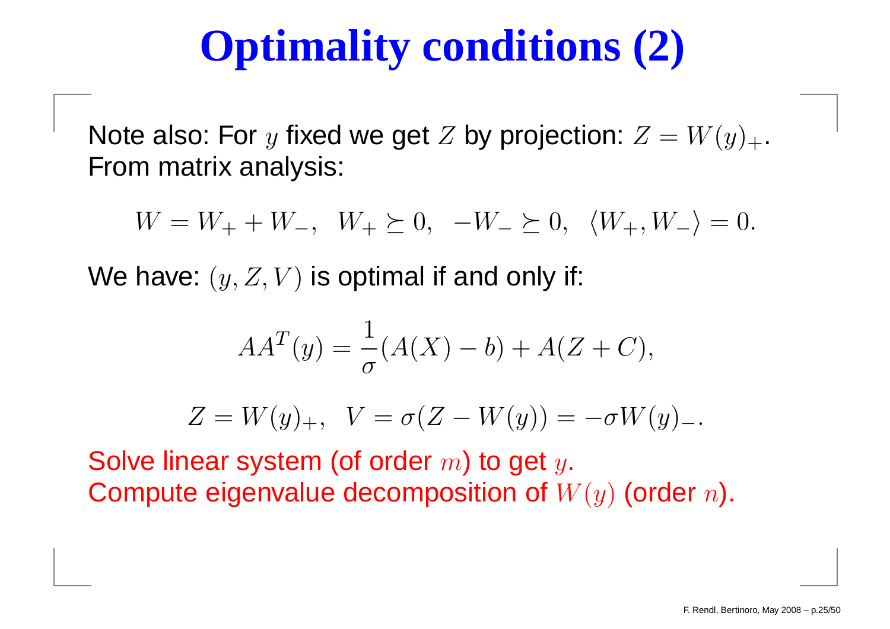# Optimality conditions (2)

Note also: For $y$ fixed we get $Z$ by projection: $Z = W(y)_+$.
From matrix analysis:

$$W = W_+ + W_-, \quad W_+ \succeq 0, \quad -W_- \succeq 0, \quad \langle W_+, W_- \rangle = 0.$$

We have: $(y, Z, V)$ is optimal if and only if:

$$AA^T(y) = \frac{1}{\sigma}(A(X) - b) + A(Z + C),$$

$$Z = W(y)_+, \quad V = \sigma(Z - W(y)) = -\sigma W(y)_-.$$

Solve linear system (of order $m$) to get $y$.
Compute eigenvalue decomposition of $W(y)$ (order $n$).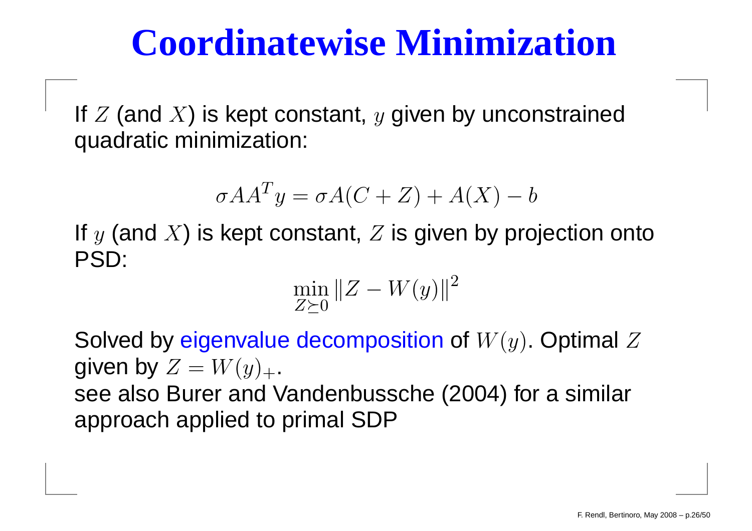# Coordinatewise Minimization

If $Z$ (and $X$) is kept constant, $y$ given by unconstrained quadratic minimization:

$$\sigma A A^T y = \sigma A(C + Z) + A(X) - b$$

If $y$ (and $X$) is kept constant, $Z$ is given by projection onto PSD:

$$\min_{Z \succeq 0} \|Z - W(y)\|^2$$

Solved by eigenvalue decomposition of $W(y)$. Optimal $Z$ given by $Z = W(y)_+$.

see also Burer and Vandenbussche (2004) for a similar approach applied to primal SDP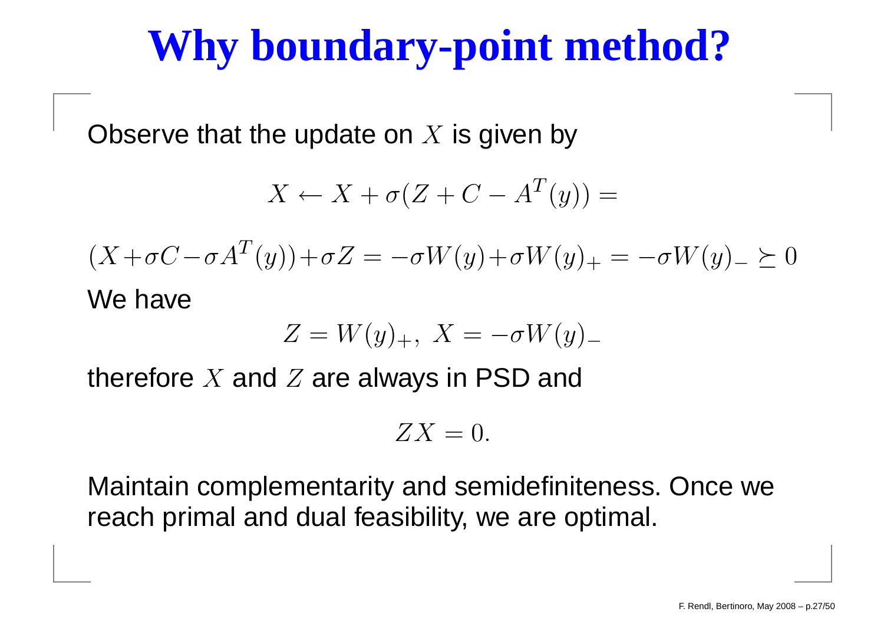# Why boundary-point method?

Observe that the update on $X$ is given by

$$X \leftarrow X + \sigma(Z + C - A^T(y)) =$$

$$(X + \sigma C - \sigma A^T(y)) + \sigma Z = -\sigma W(y) + \sigma W(y)_+ = -\sigma W(y)_- \succeq 0$$

We have

$$Z = W(y)_+, \; X = -\sigma W(y)_-$$

therefore $X$ and $Z$ are always in PSD and

$$ZX = 0.$$

Maintain complementarity and semidefiniteness. Once we reach primal and dual feasibility, we are optimal.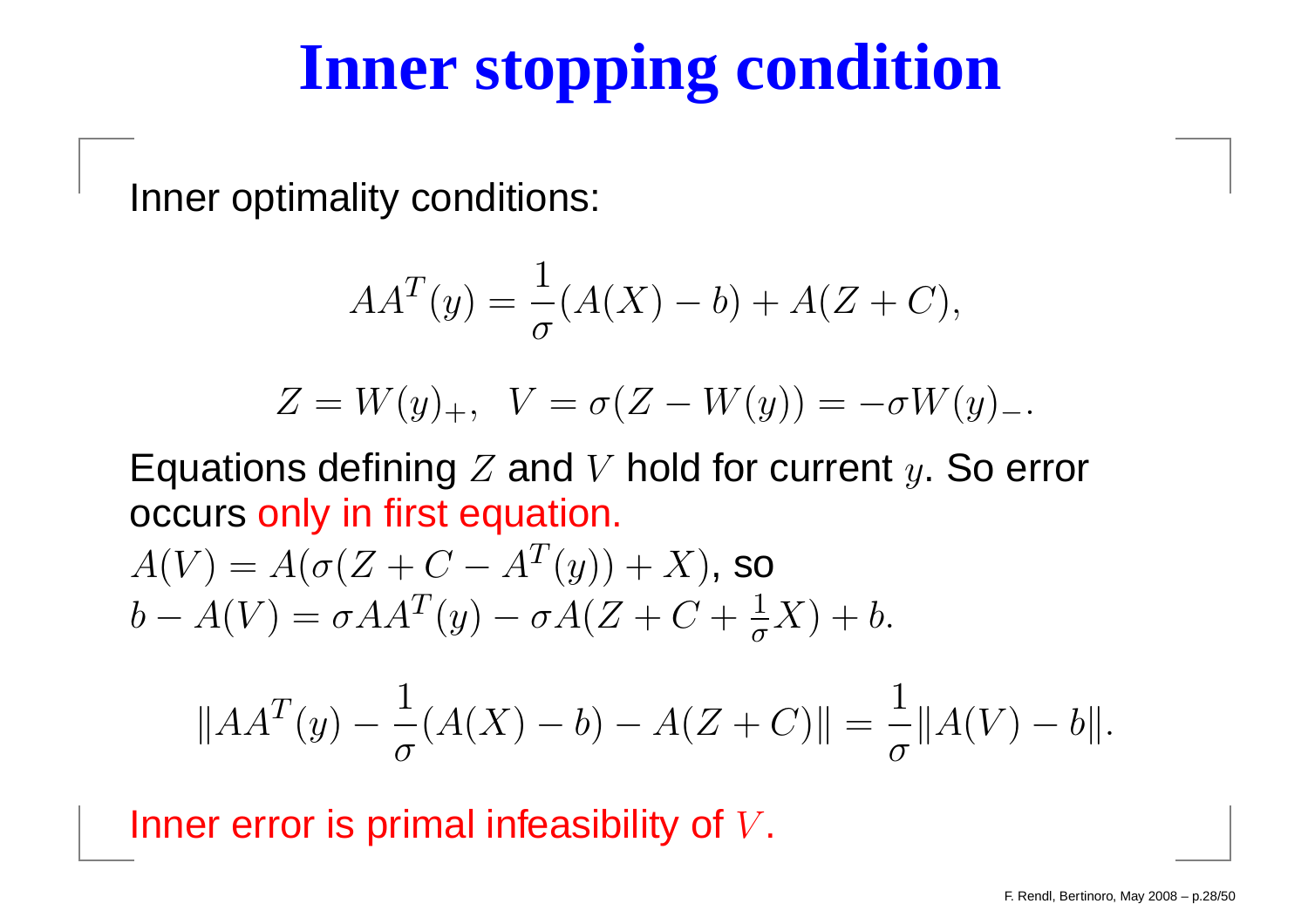# Inner stopping condition

Inner optimality conditions:

$$AA^T(y) = \frac{1}{\sigma}(A(X) - b) + A(Z + C),$$

$$Z = W(y)_+, \quad V = \sigma(Z - W(y)) = -\sigma W(y)_-.$$

Equations defining $Z$ and $V$ hold for current $y$. So error occurs only in first equation.

$A(V) = A(\sigma(Z + C - A^T(y)) + X)$, so
$b - A(V) = \sigma AA^T(y) - \sigma A(Z + C + \frac{1}{\sigma}X) + b.$

$$\|AA^T(y) - \frac{1}{\sigma}(A(X) - b) - A(Z + C)\| = \frac{1}{\sigma}\|A(V) - b\|.$$

Inner error is primal infeasibility of $V$.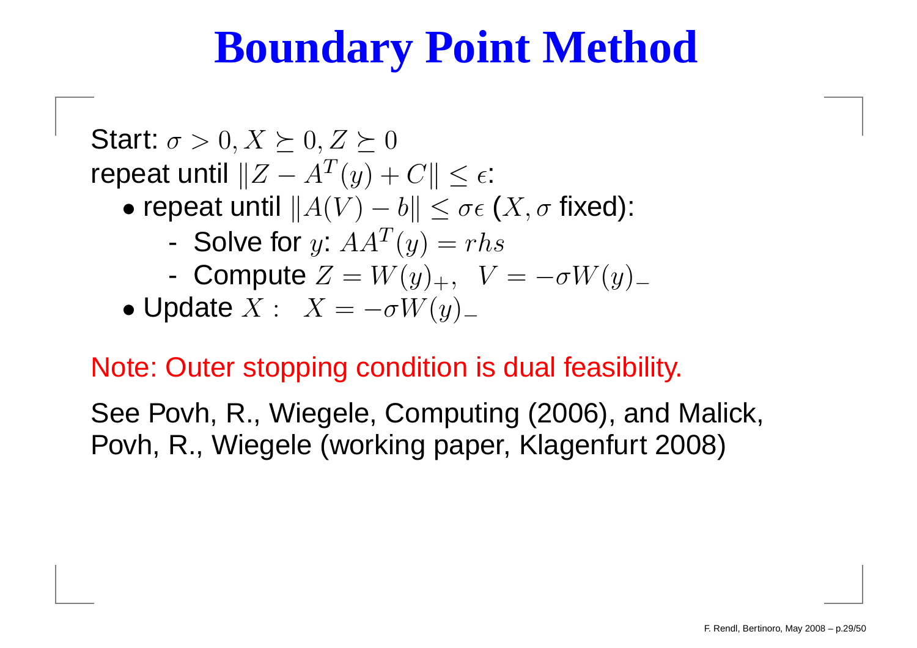# Boundary Point Method

Start: $\sigma > 0, X \succeq 0, Z \succeq 0$
repeat until $\|Z - A^T(y) + C\| \leq \epsilon$:

- repeat until $\|A(V) - b\| \leq \sigma\epsilon$ ($X, \sigma$ fixed):
  - Solve for $y$: $AA^T(y) = rhs$
  - Compute $Z = W(y)_+, \;\; V = -\sigma W(y)_-$
- Update $X: \;\; X = -\sigma W(y)_-$

Note: Outer stopping condition is dual feasibility.

See Povh, R., Wiegele, Computing (2006), and Malick, Povh, R., Wiegele (working paper, Klagenfurt 2008)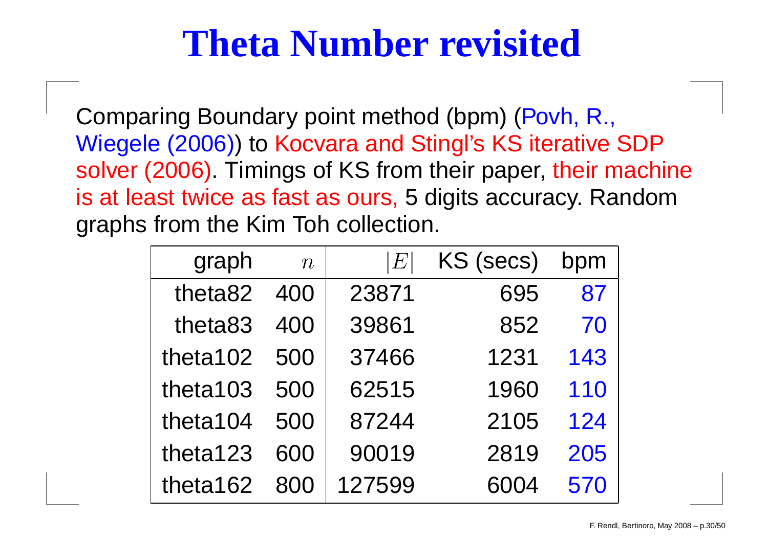# Theta Number revisited

Comparing Boundary point method (bpm) (Povh, R., Wiegele (2006)) to Kocvara and Stingl's KS iterative SDP solver (2006). Timings of KS from their paper, their machine is at least twice as fast as ours, 5 digits accuracy. Random graphs from the Kim Toh collection.

| graph | $n$ | $\lvert E \rvert$ | KS (secs) | bpm |
|---|---|---|---|---|
| theta82 | 400 | 23871 | 695 | 87 |
| theta83 | 400 | 39861 | 852 | 70 |
| theta102 | 500 | 37466 | 1231 | 143 |
| theta103 | 500 | 62515 | 1960 | 110 |
| theta104 | 500 | 87244 | 2105 | 124 |
| theta123 | 600 | 90019 | 2819 | 205 |
| theta162 | 800 | 127599 | 6004 | 570 |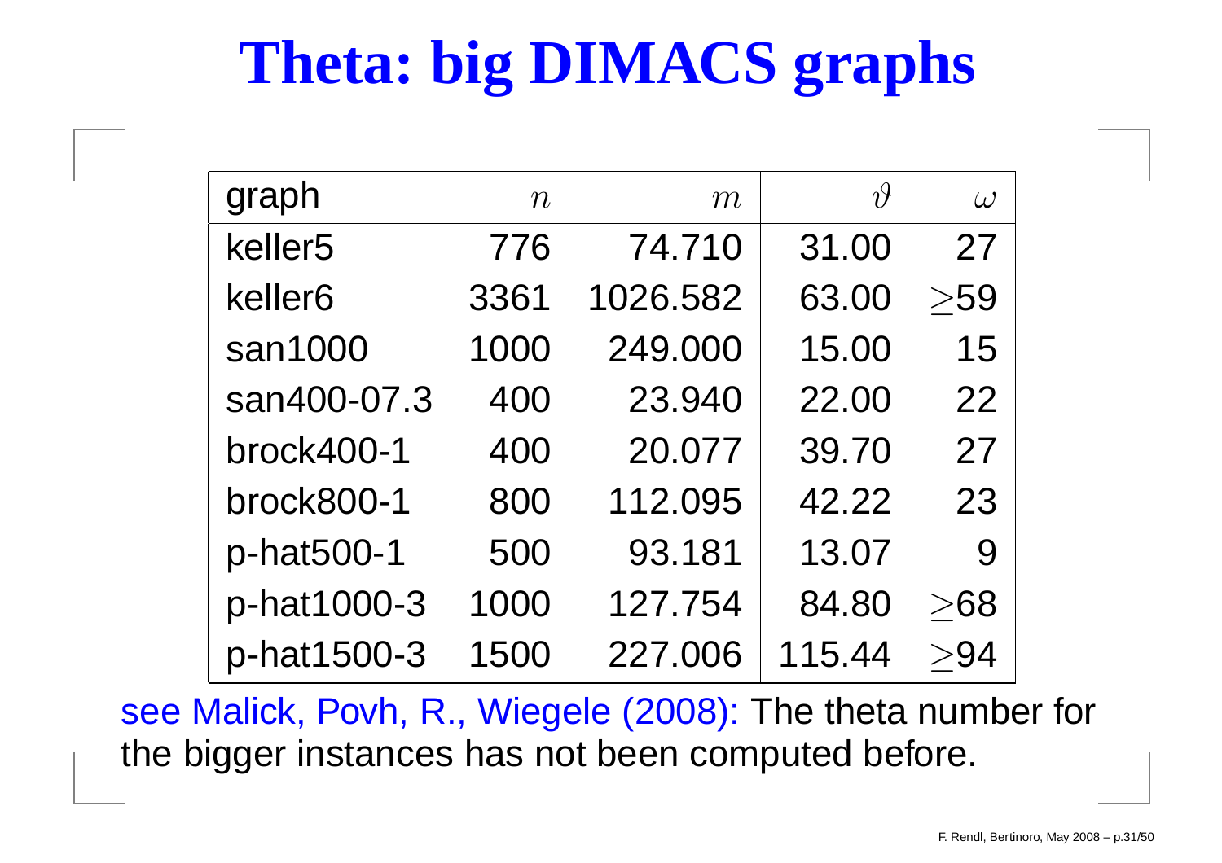# Theta: big DIMACS graphs

| graph | $n$ | $m$ | $\vartheta$ | $\omega$ |
|---|---|---|---|---|
| keller5 | 776 | 74.710 | 31.00 | 27 |
| keller6 | 3361 | 1026.582 | 63.00 | $\geq$59 |
| san1000 | 1000 | 249.000 | 15.00 | 15 |
| san400-07.3 | 400 | 23.940 | 22.00 | 22 |
| brock400-1 | 400 | 20.077 | 39.70 | 27 |
| brock800-1 | 800 | 112.095 | 42.22 | 23 |
| p-hat500-1 | 500 | 93.181 | 13.07 | 9 |
| p-hat1000-3 | 1000 | 127.754 | 84.80 | $\geq$68 |
| p-hat1500-3 | 1500 | 227.006 | 115.44 | $\geq$94 |

see Malick, Povh, R., Wiegele (2008): The theta number for the bigger instances has not been computed before.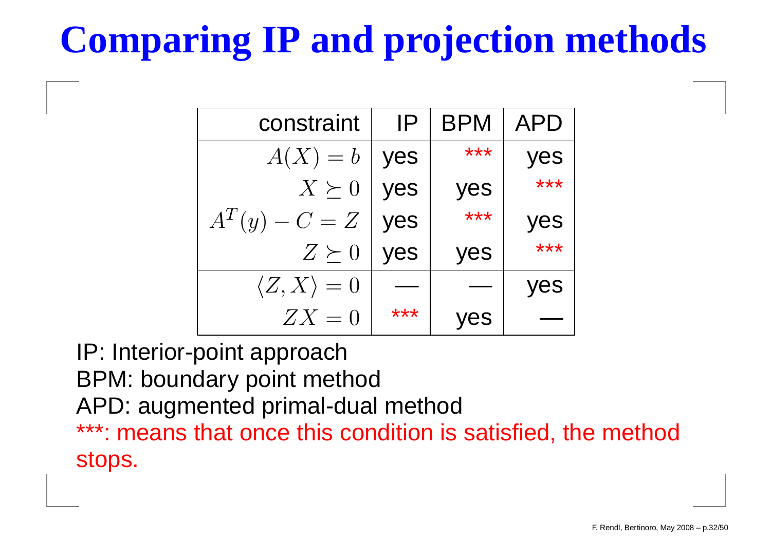# Comparing IP and projection methods

| constraint | IP | BPM | APD |
|---|---|---|---|
| $A(X) = b$ | yes | *** | yes |
| $X \succeq 0$ | yes | yes | *** |
| $A^T(y) - C = Z$ | yes | *** | yes |
| $Z \succeq 0$ | yes | yes | *** |
| $\langle Z, X \rangle = 0$ | — | — | yes |
| $ZX = 0$ | *** | yes | — |

IP: Interior-point approach
BPM: boundary point method
APD: augmented primal-dual method
***: means that once this condition is satisfied, the method stops.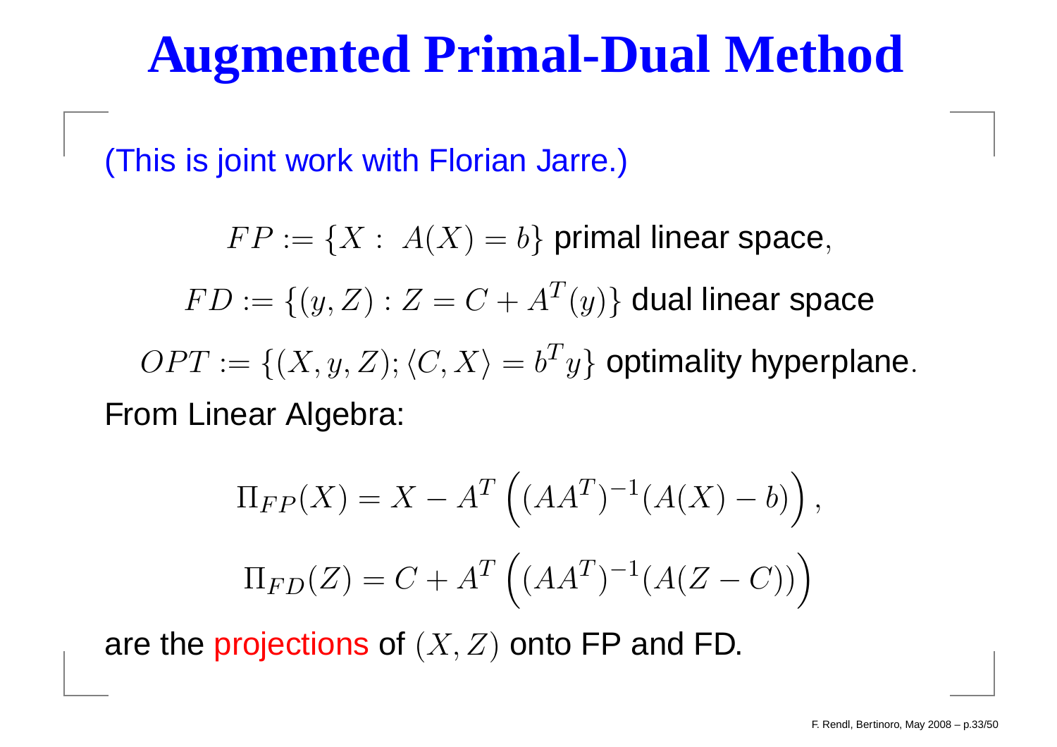# Augmented Primal-Dual Method

(This is joint work with Florian Jarre.)

$$FP := \{X : \ A(X) = b\} \text{ primal linear space,}$$

$$FD := \{(y, Z) : Z = C + A^T(y)\} \text{ dual linear space}$$

$$OPT := \{(X, y, Z); \langle C, X \rangle = b^T y\} \text{ optimality hyperplane.}$$

From Linear Algebra:

$$\Pi_{FP}(X) = X - A^T \left( (AA^T)^{-1}(A(X) - b) \right),$$

$$\Pi_{FD}(Z) = C + A^T \left( (AA^T)^{-1}(A(Z - C)) \right)$$

are the projections of $(X, Z)$ onto FP and FD.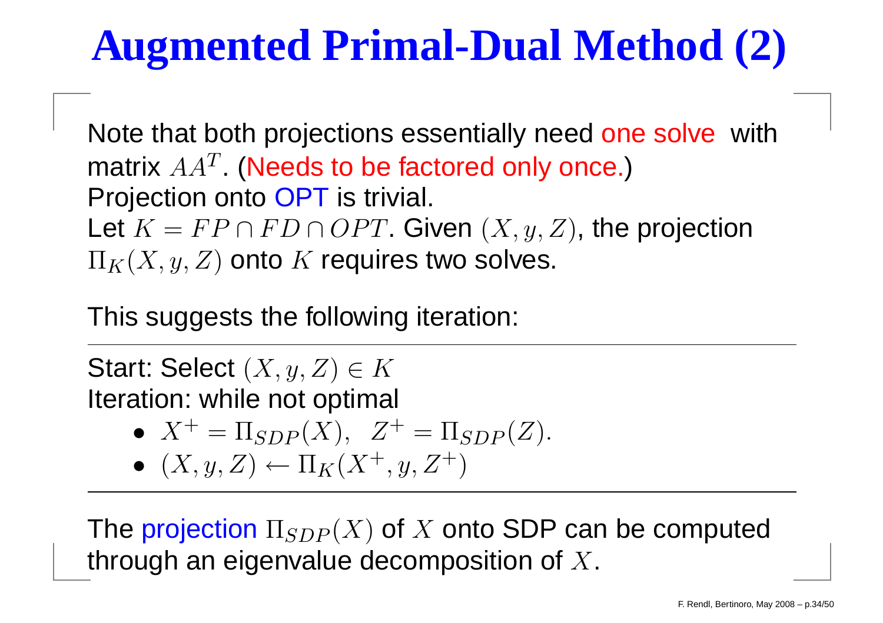# Augmented Primal-Dual Method (2)

Note that both projections essentially need one solve with matrix $AA^T$. (Needs to be factored only once.)
Projection onto OPT is trivial.
Let $K = FP \cap FD \cap OPT$. Given $(X, y, Z)$, the projection $\Pi_K(X, y, Z)$ onto $K$ requires two solves.

This suggests the following iteration:

---

Start: Select $(X, y, Z) \in K$
Iteration: while not optimal

- $X^+ = \Pi_{SDP}(X), \;\; Z^+ = \Pi_{SDP}(Z).$
- $(X, y, Z) \leftarrow \Pi_K(X^+, y, Z^+)$

---

The projection $\Pi_{SDP}(X)$ of $X$ onto SDP can be computed through an eigenvalue decomposition of $X$.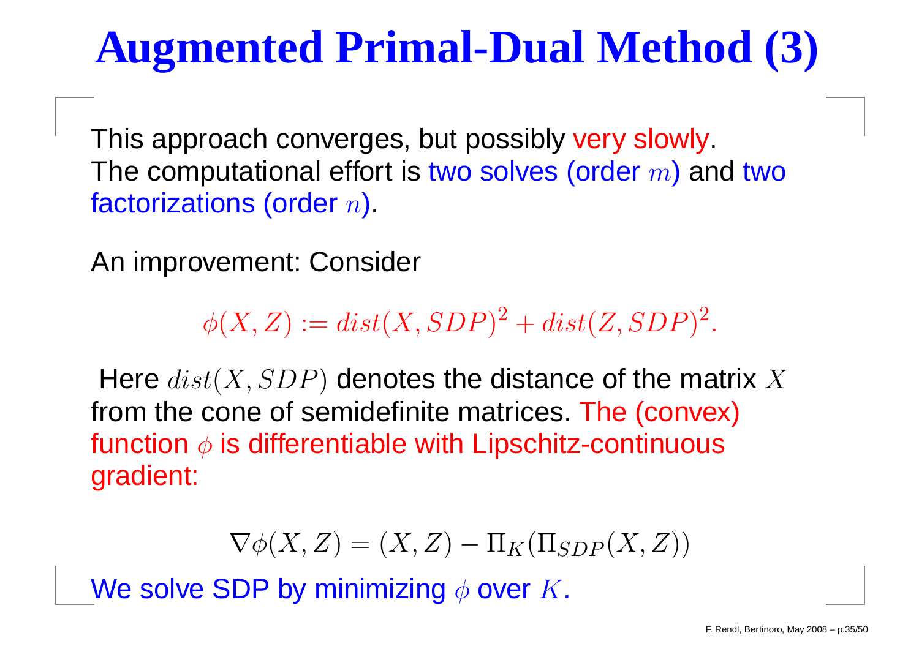# Augmented Primal-Dual Method (3)

This approach converges, but possibly very slowly.
The computational effort is two solves (order $m$) and two factorizations (order $n$).

An improvement: Consider

$$\phi(X, Z) := dist(X, SDP)^2 + dist(Z, SDP)^2.$$

Here $dist(X, SDP)$ denotes the distance of the matrix $X$ from the cone of semidefinite matrices. The (convex) function $\phi$ is differentiable with Lipschitz-continuous gradient:

$$\nabla\phi(X, Z) = (X, Z) - \Pi_K(\Pi_{SDP}(X, Z))$$

We solve SDP by minimizing $\phi$ over $K$.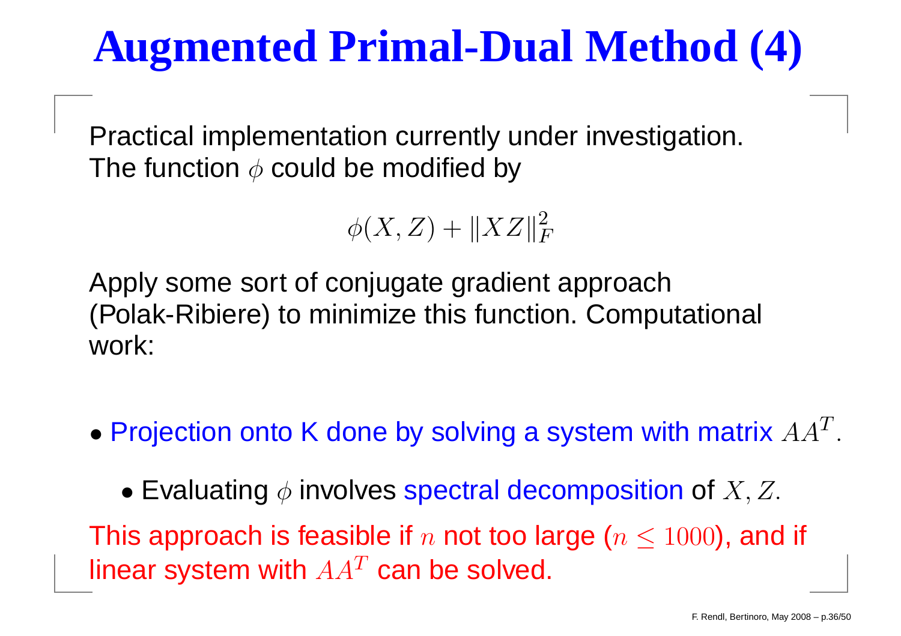# Augmented Primal-Dual Method (4)

Practical implementation currently under investigation.
The function $\phi$ could be modified by

$$\phi(X, Z) + \|XZ\|_F^2$$

Apply some sort of conjugate gradient approach (Polak-Ribiere) to minimize this function. Computational work:

- Projection onto K done by solving a system with matrix $AA^T$.
  - Evaluating $\phi$ involves spectral decomposition of $X, Z$.

This approach is feasible if $n$ not too large ($n \leq 1000$), and if linear system with $AA^T$ can be solved.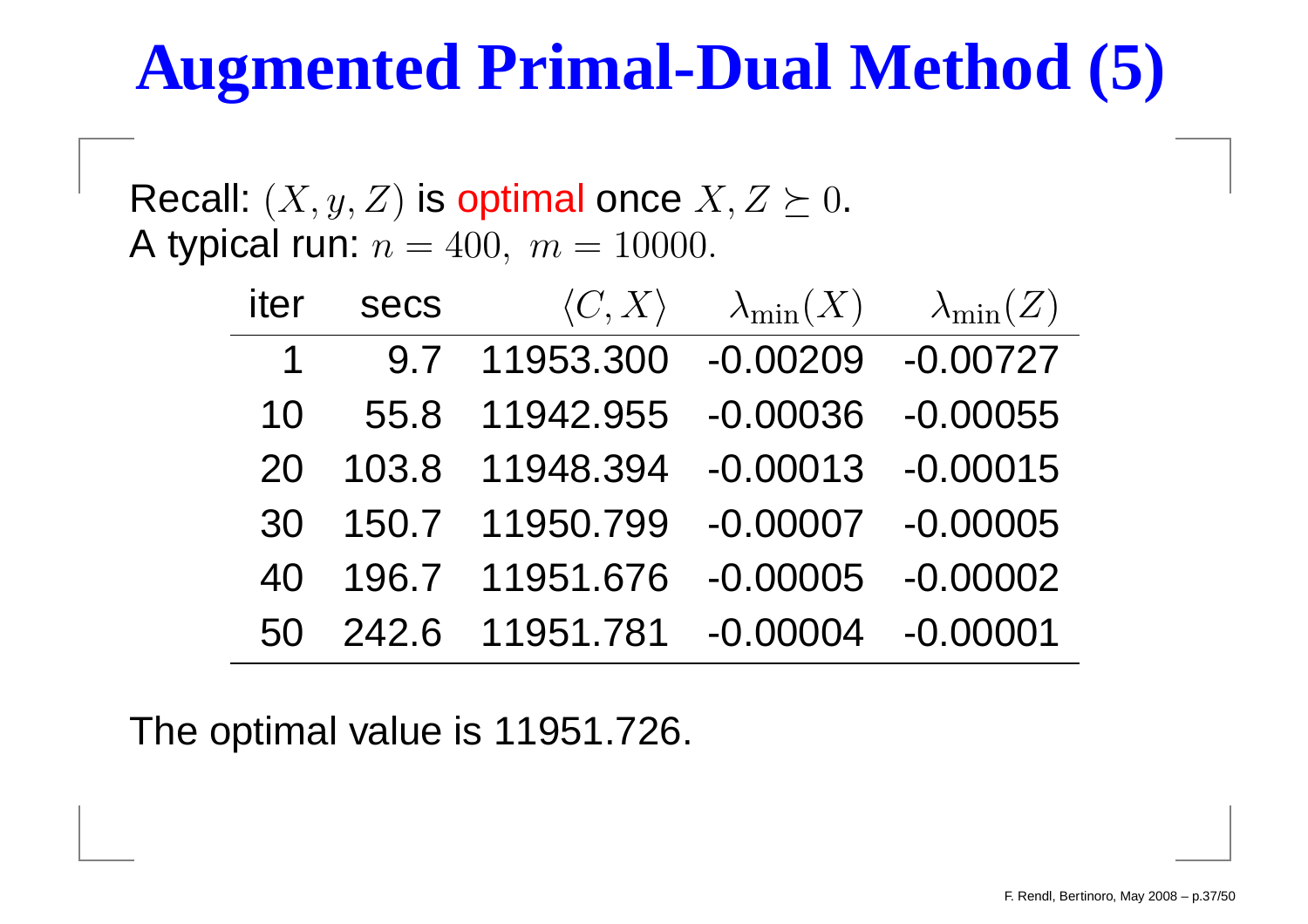# Augmented Primal-Dual Method (5)

Recall: $(X, y, Z)$ is optimal once $X, Z \succeq 0$.
A typical run: $n = 400,\ m = 10000.$

| iter | secs | $\langle C, X \rangle$ | $\lambda_{\min}(X)$ | $\lambda_{\min}(Z)$ |
|---|---|---|---|---|
| 1 | 9.7 | 11953.300 | -0.00209 | -0.00727 |
| 10 | 55.8 | 11942.955 | -0.00036 | -0.00055 |
| 20 | 103.8 | 11948.394 | -0.00013 | -0.00015 |
| 30 | 150.7 | 11950.799 | -0.00007 | -0.00005 |
| 40 | 196.7 | 11951.676 | -0.00005 | -0.00002 |
| 50 | 242.6 | 11951.781 | -0.00004 | -0.00001 |

The optimal value is 11951.726.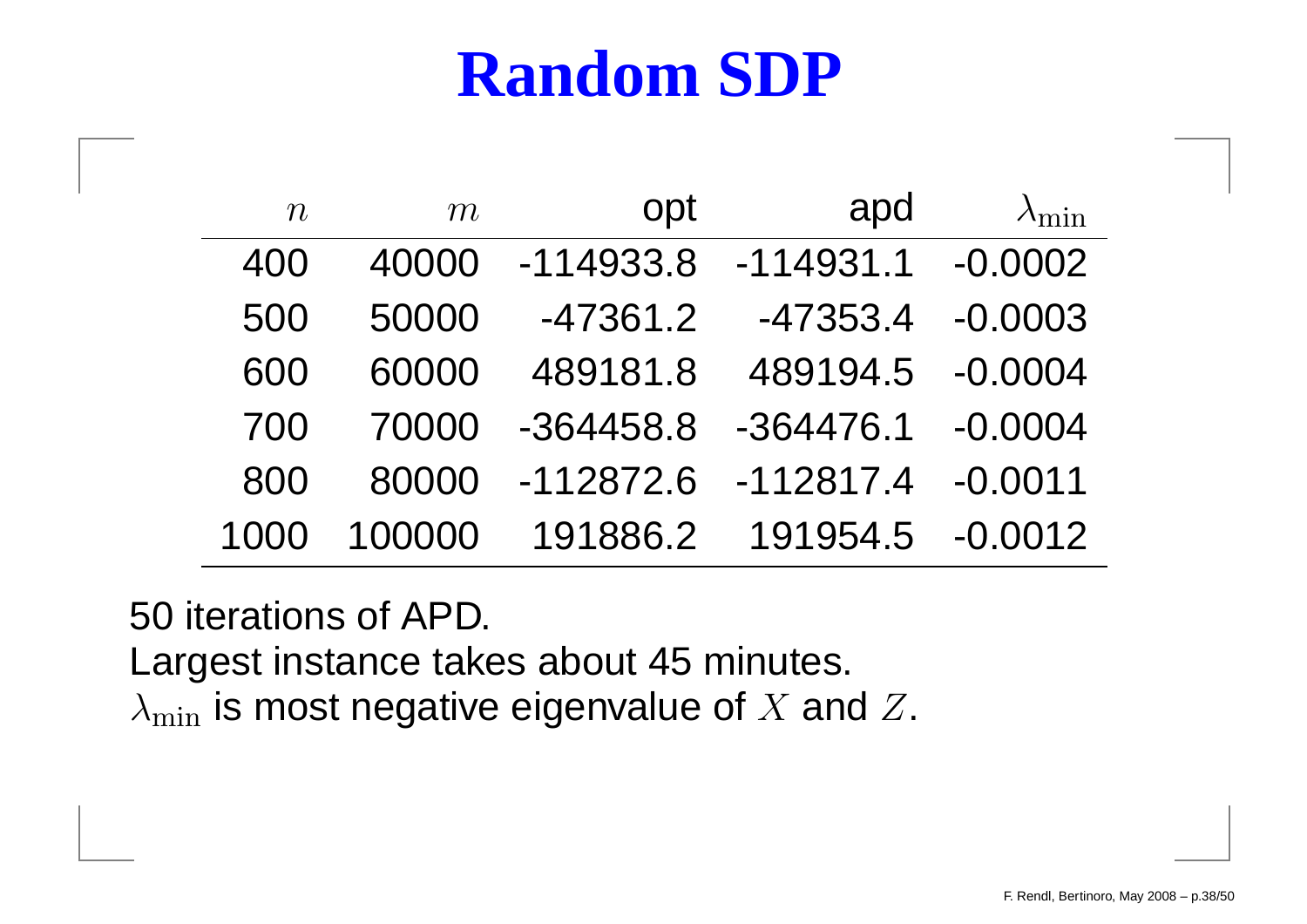# Random SDP

| $n$ | $m$ | opt | apd | $\lambda_{\min}$ |
|---|---|---|---|---|
| 400 | 40000 | -114933.8 | -114931.1 | -0.0002 |
| 500 | 50000 | -47361.2 | -47353.4 | -0.0003 |
| 600 | 60000 | 489181.8 | 489194.5 | -0.0004 |
| 700 | 70000 | -364458.8 | -364476.1 | -0.0004 |
| 800 | 80000 | -112872.6 | -112817.4 | -0.0011 |
| 1000 | 100000 | 191886.2 | 191954.5 | -0.0012 |

50 iterations of APD.
Largest instance takes about 45 minutes.
$\lambda_{\min}$ is most negative eigenvalue of $X$ and $Z$.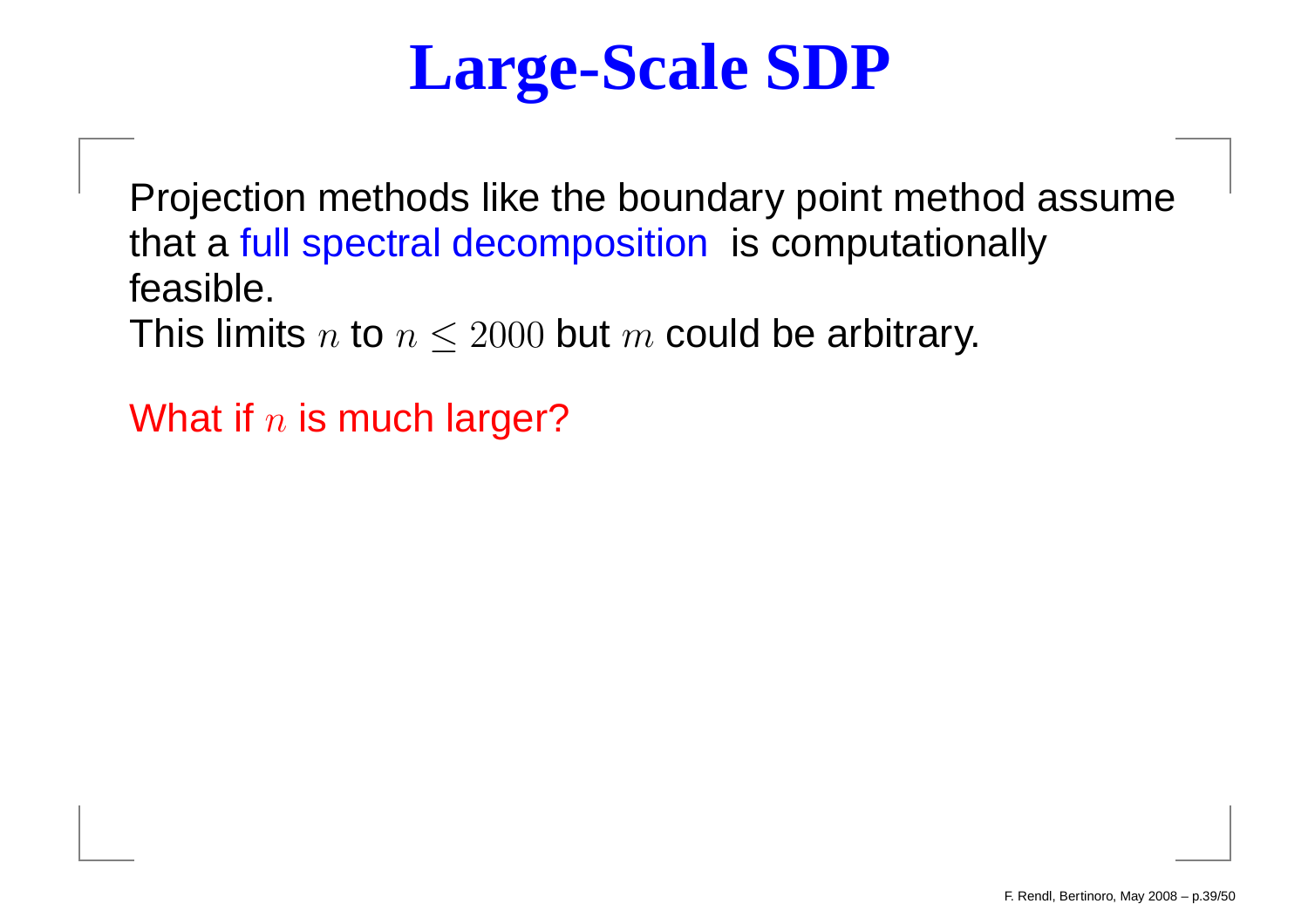# Large-Scale SDP

Projection methods like the boundary point method assume that a full spectral decomposition is computationally feasible.
This limits $n$ to $n \leq 2000$ but $m$ could be arbitrary.

What if $n$ is much larger?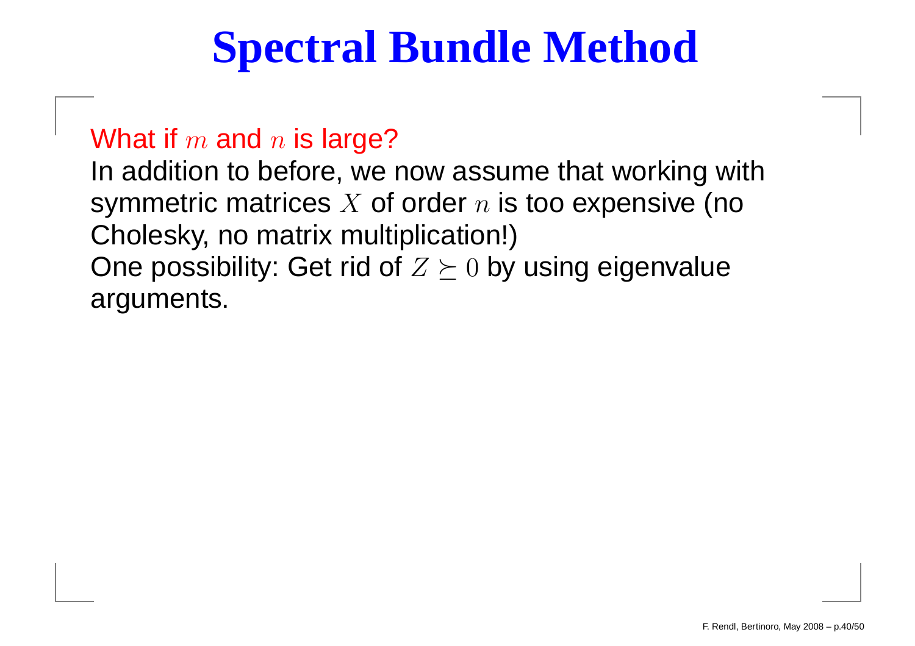# Spectral Bundle Method

What if $m$ and $n$ is large?

In addition to before, we now assume that working with symmetric matrices $X$ of order $n$ is too expensive (no Cholesky, no matrix multiplication!)

One possibility: Get rid of $Z \succeq 0$ by using eigenvalue arguments.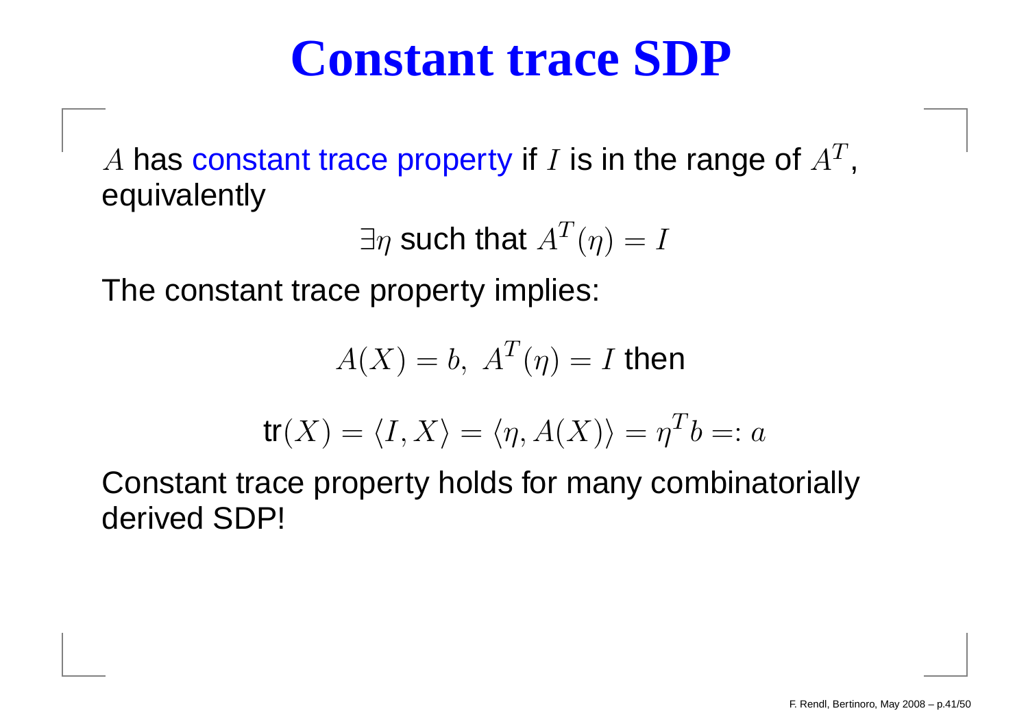# Constant trace SDP

$A$ has constant trace property if $I$ is in the range of $A^T$, equivalently

$$\exists \eta \text{ such that } A^T(\eta) = I$$

The constant trace property implies:

$$A(X) = b, \; A^T(\eta) = I \text{ then}$$

$$\text{tr}(X) = \langle I, X \rangle = \langle \eta, A(X) \rangle = \eta^T b =: a$$

Constant trace property holds for many combinatorially derived SDP!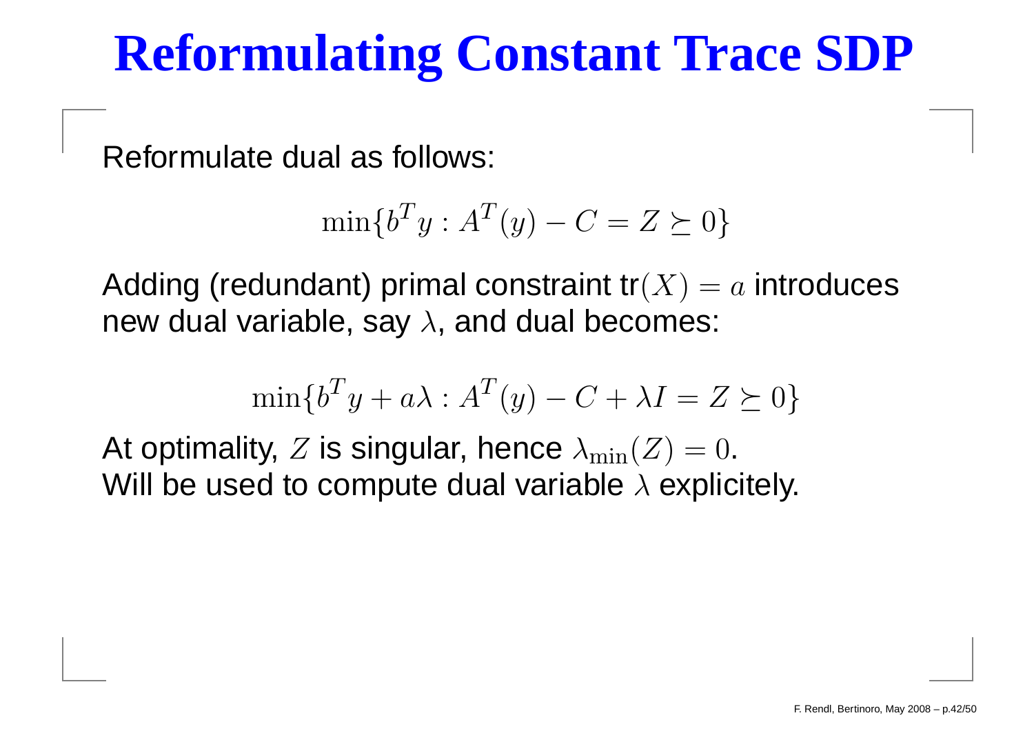# Reformulating Constant Trace SDP

Reformulate dual as follows:

$$\min\{b^T y : A^T(y) - C = Z \succeq 0\}$$

Adding (redundant) primal constraint tr$(X) = a$ introduces new dual variable, say $\lambda$, and dual becomes:

$$\min\{b^T y + a\lambda : A^T(y) - C + \lambda I = Z \succeq 0\}$$

At optimality, $Z$ is singular, hence $\lambda_{\min}(Z) = 0$.
Will be used to compute dual variable $\lambda$ explicitely.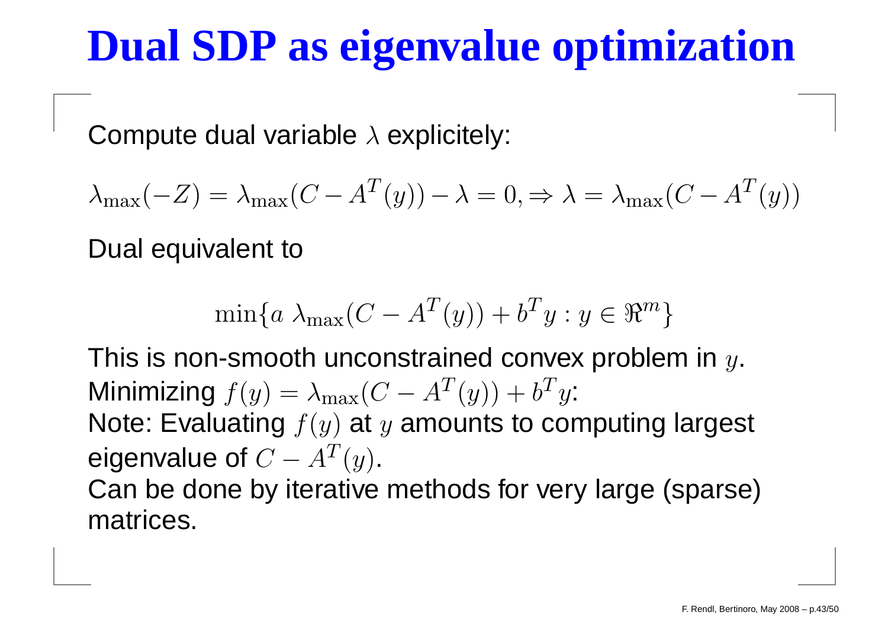# Dual SDP as eigenvalue optimization

Compute dual variable $\lambda$ explicitely:

$$\lambda_{\max}(-Z) = \lambda_{\max}(C - A^T(y)) - \lambda = 0, \Rightarrow \lambda = \lambda_{\max}(C - A^T(y))$$

Dual equivalent to

$$\min\{a \; \lambda_{\max}(C - A^T(y)) + b^T y : y \in \Re^m\}$$

This is non-smooth unconstrained convex problem in $y$.
Minimizing $f(y) = \lambda_{\max}(C - A^T(y)) + b^T y$:
Note: Evaluating $f(y)$ at $y$ amounts to computing largest eigenvalue of $C - A^T(y)$.
Can be done by iterative methods for very large (sparse) matrices.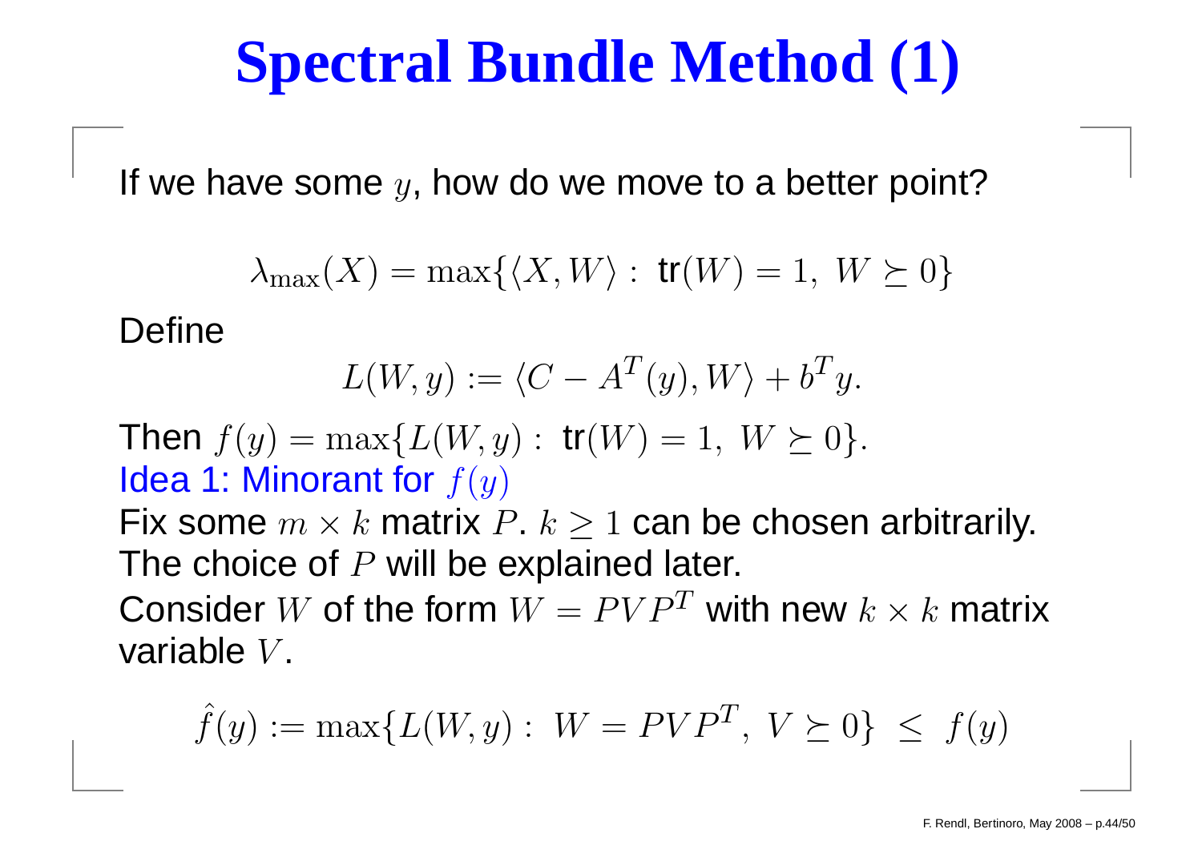# Spectral Bundle Method (1)

If we have some $y$, how do we move to a better point?

$$\lambda_{\max}(X) = \max\{\langle X, W\rangle : \ \mathrm{tr}(W) = 1, \ W \succeq 0\}$$

Define

$$L(W, y) := \langle C - A^T(y), W\rangle + b^T y.$$

Then $f(y) = \max\{L(W, y) : \ \mathrm{tr}(W) = 1, \ W \succeq 0\}$.
Idea 1: Minorant for $f(y)$
Fix some $m \times k$ matrix $P$. $k \geq 1$ can be chosen arbitrarily.
The choice of $P$ will be explained later.
Consider $W$ of the form $W = PVP^T$ with new $k \times k$ matrix variable $V$.

$$\hat{f}(y) := \max\{L(W, y) : \ W = PVP^T, \ V \succeq 0\} \ \leq \ f(y)$$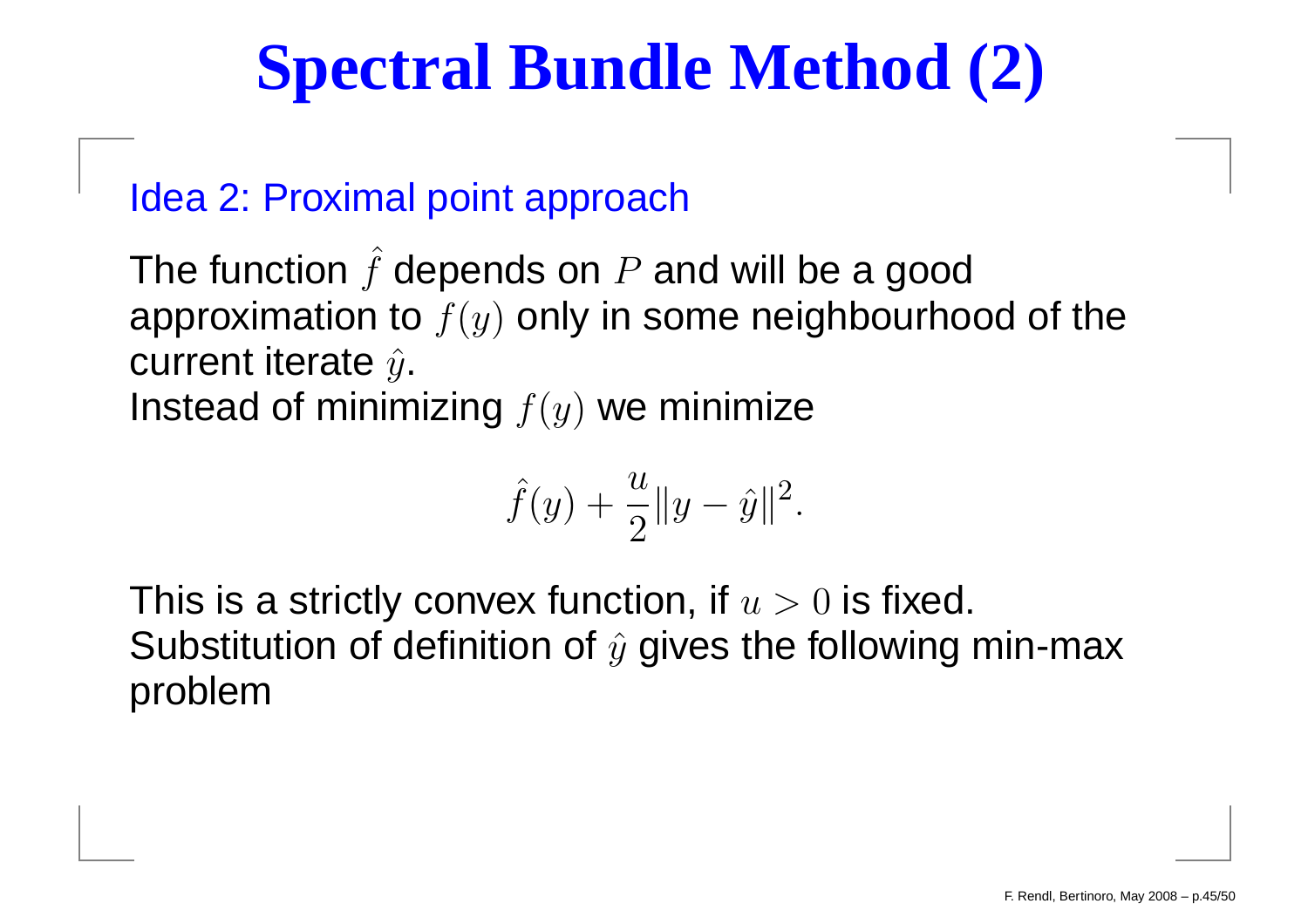# Spectral Bundle Method (2)

Idea 2: Proximal point approach

The function $\hat{f}$ depends on $P$ and will be a good approximation to $f(y)$ only in some neighbourhood of the current iterate $\hat{y}$.
Instead of minimizing $f(y)$ we minimize

$$\hat{f}(y) + \frac{u}{2}\|y - \hat{y}\|^2.$$

This is a strictly convex function, if $u > 0$ is fixed.
Substitution of definition of $\hat{y}$ gives the following min-max problem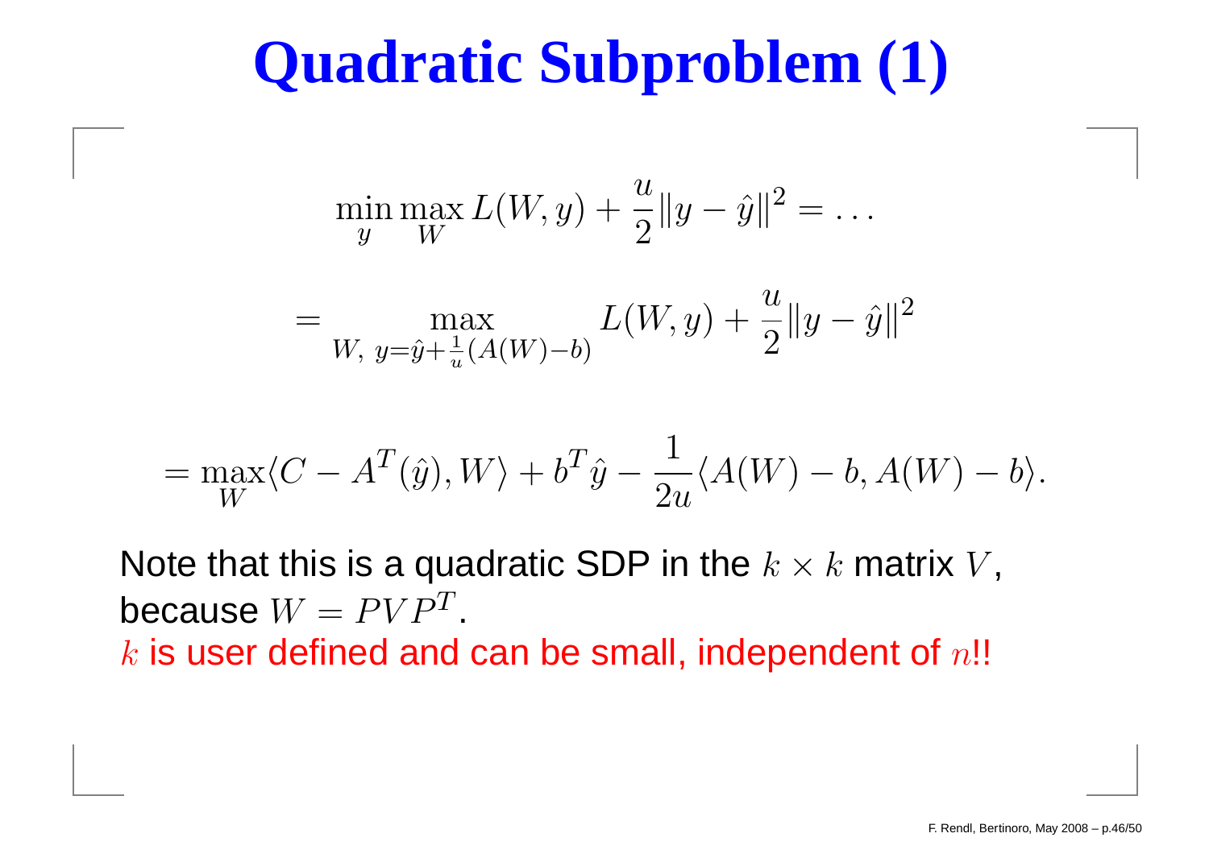# Quadratic Subproblem (1)

$$\min_y \max_W L(W,y) + \frac{u}{2}\|y - \hat{y}\|^2 = \ldots$$

$$= \max_{W,\ y=\hat{y}+\frac{1}{u}(A(W)-b)} L(W,y) + \frac{u}{2}\|y - \hat{y}\|^2$$

$$= \max_W \langle C - A^T(\hat{y}), W\rangle + b^T\hat{y} - \frac{1}{2u}\langle A(W) - b, A(W) - b\rangle.$$

Note that this is a quadratic SDP in the $k \times k$ matrix $V$, because $W = PVP^T$.
$k$ is user defined and can be small, independent of $n$!!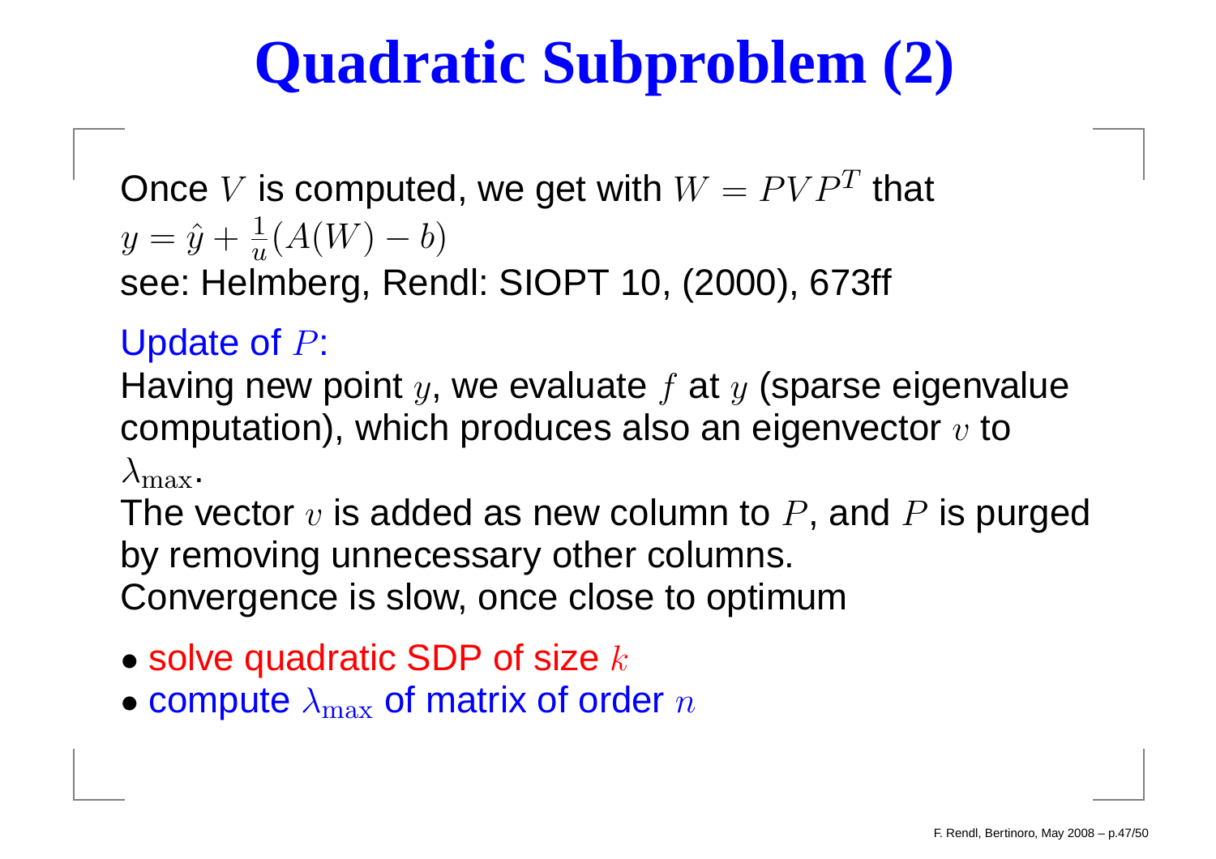# Quadratic Subproblem (2)

Once $V$ is computed, we get with $W = PVP^T$ that
$y = \hat{y} + \frac{1}{u}(A(W) - b)$
see: Helmberg, Rendl: SIOPT 10, (2000), 673ff

Update of $P$:
Having new point $y$, we evaluate $f$ at $y$ (sparse eigenvalue computation), which produces also an eigenvector $v$ to $\lambda_{\max}$.
The vector $v$ is added as new column to $P$, and $P$ is purged by removing unnecessary other columns.
Convergence is slow, once close to optimum

- solve quadratic SDP of size $k$
- compute $\lambda_{\max}$ of matrix of order $n$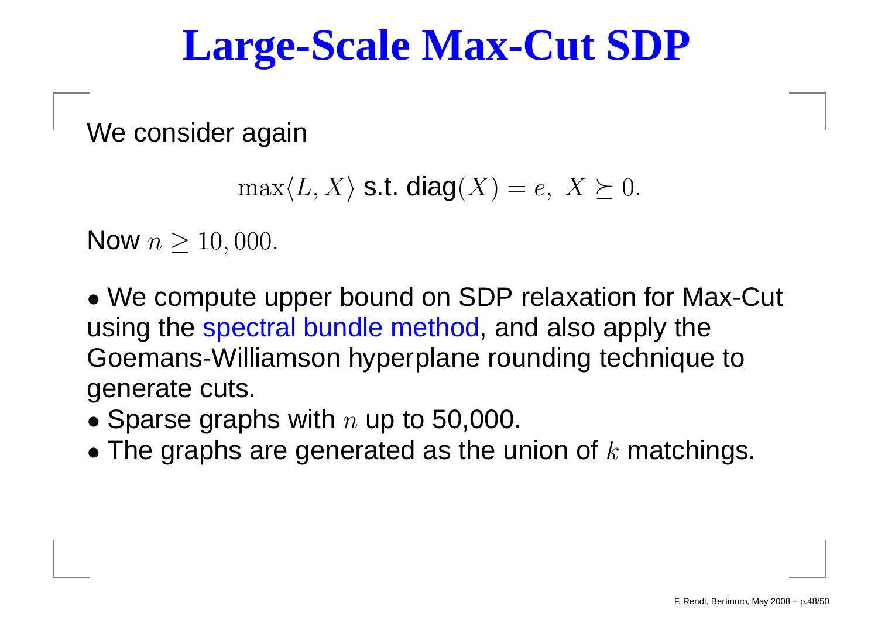# Large-Scale Max-Cut SDP

We consider again

$$\max\langle L, X\rangle \text{ s.t. } \text{diag}(X) = e, \ X \succeq 0.$$

Now $n \geq 10,000.$

- We compute upper bound on SDP relaxation for Max-Cut using the spectral bundle method, and also apply the Goemans-Williamson hyperplane rounding technique to generate cuts.
- Sparse graphs with $n$ up to 50,000.
- The graphs are generated as the union of $k$ matchings.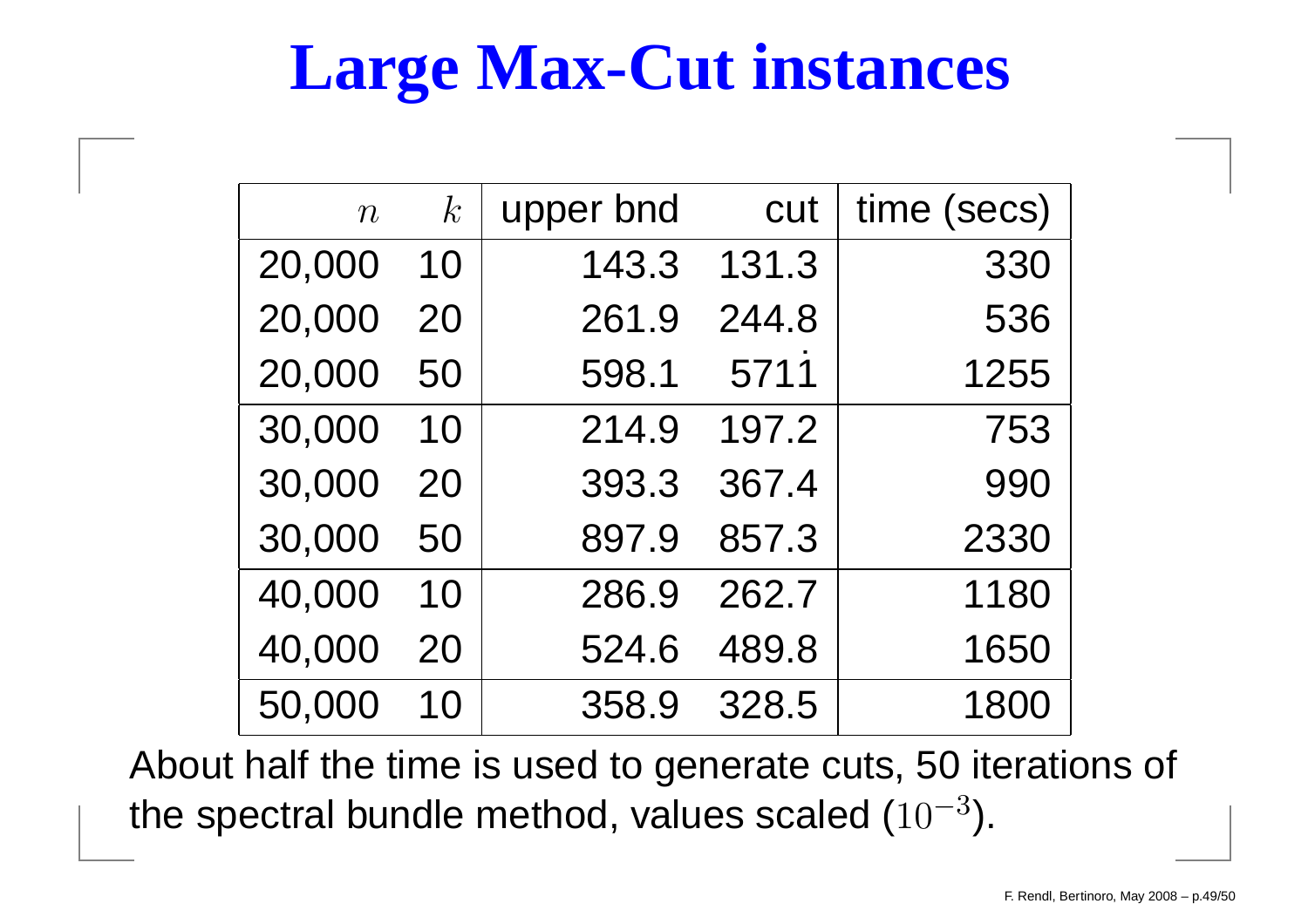# Large Max-Cut instances

| $n$ | $k$ | upper bnd | cut | time (secs) |
|---|---|---|---|---|
| 20,000 | 10 | 143.3 | 131.3 | 330 |
| 20,000 | 20 | 261.9 | 244.8 | 536 |
| 20,000 | 50 | 598.1 | 571.1 | 1255 |
| 30,000 | 10 | 214.9 | 197.2 | 753 |
| 30,000 | 20 | 393.3 | 367.4 | 990 |
| 30,000 | 50 | 897.9 | 857.3 | 2330 |
| 40,000 | 10 | 286.9 | 262.7 | 1180 |
| 40,000 | 20 | 524.6 | 489.8 | 1650 |
| 50,000 | 10 | 358.9 | 328.5 | 1800 |

About half the time is used to generate cuts, 50 iterations of the spectral bundle method, values scaled ($10^{-3}$).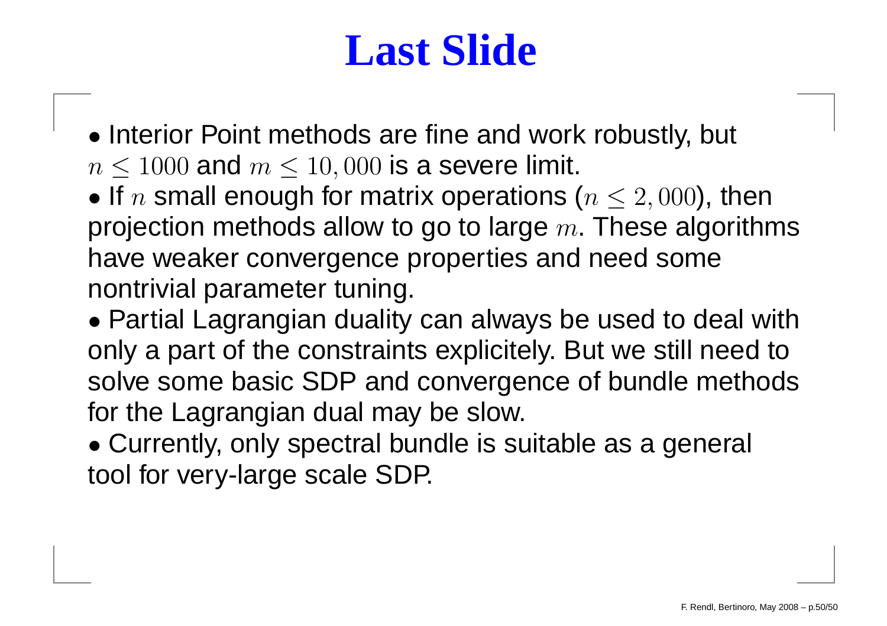# Last Slide

- Interior Point methods are fine and work robustly, but $n \leq 1000$ and $m \leq 10,000$ is a severe limit.
- If $n$ small enough for matrix operations ($n \leq 2,000$), then projection methods allow to go to large $m$. These algorithms have weaker convergence properties and need some nontrivial parameter tuning.
- Partial Lagrangian duality can always be used to deal with only a part of the constraints explicitely. But we still need to solve some basic SDP and convergence of bundle methods for the Lagrangian dual may be slow.
- Currently, only spectral bundle is suitable as a general tool for very-large scale SDP.